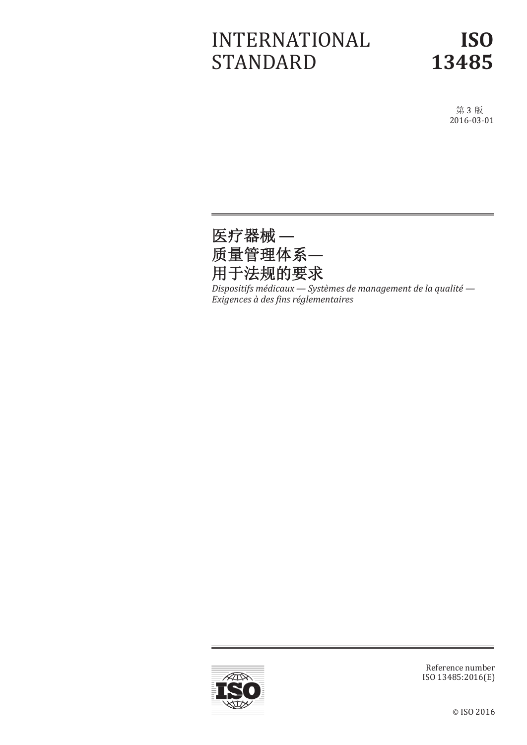# INTERNATIONAL STANDARD

# ISO 13485

第 3 版
2016-03-01

## 医疗器械 —
## 质量管理体系—
## 用于法规的要求

*Dispositifs médicaux — Systèmes de management de la qualité — Exigences à des fins réglementaires*

Reference number
ISO 13485:2016(E)

© ISO 2016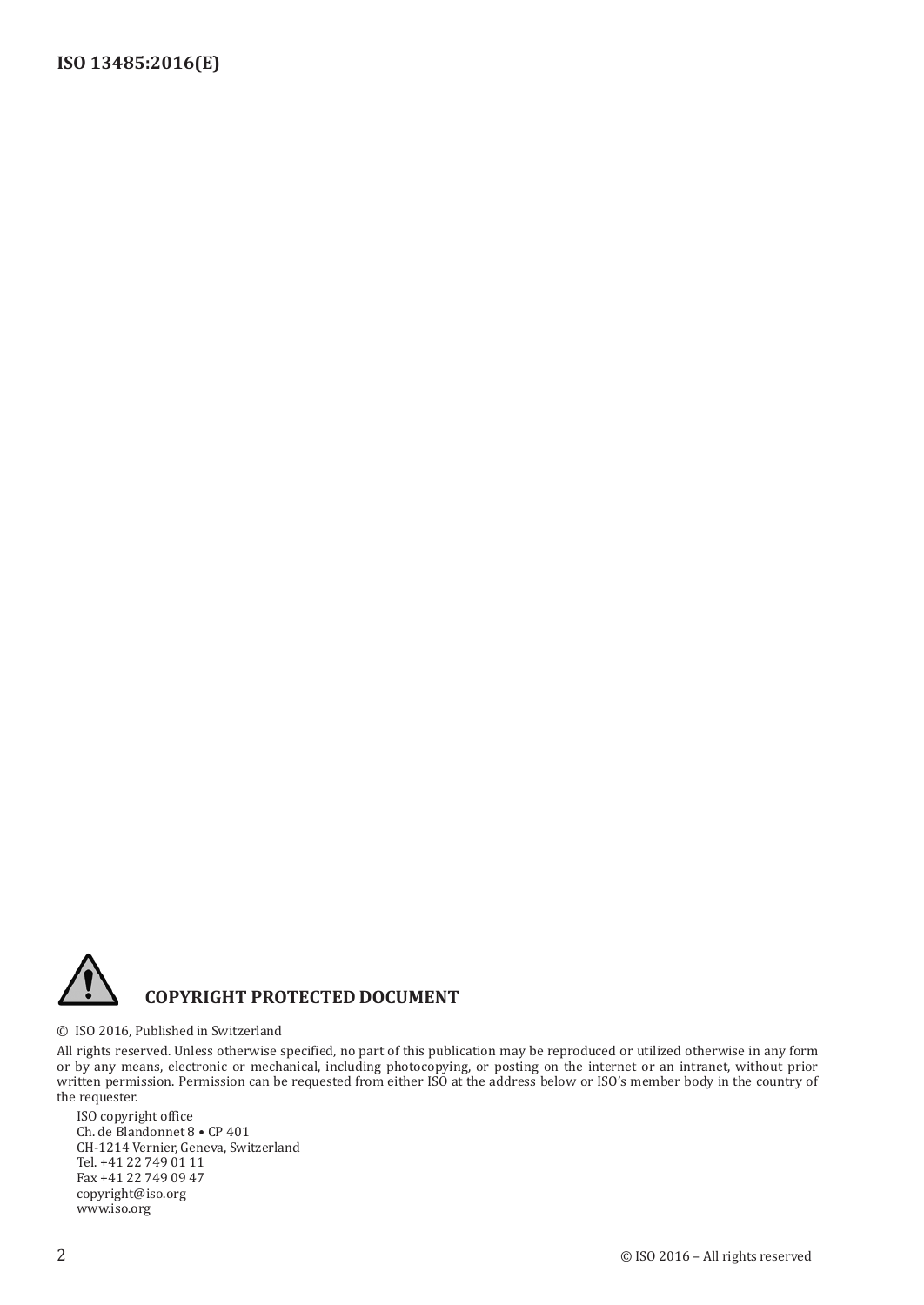**COPYRIGHT PROTECTED DOCUMENT**

© ISO 2016, Published in Switzerland

All rights reserved. Unless otherwise specified, no part of this publication may be reproduced or utilized otherwise in any form or by any means, electronic or mechanical, including photocopying, or posting on the internet or an intranet, without prior written permission. Permission can be requested from either ISO at the address below or ISO's member body in the country of the requester.

ISO copyright office
Ch. de Blandonnet 8 • CP 401
CH-1214 Vernier, Geneva, Switzerland
Tel. +41 22 749 01 11
Fax +41 22 749 09 47
copyright@iso.org
www.iso.org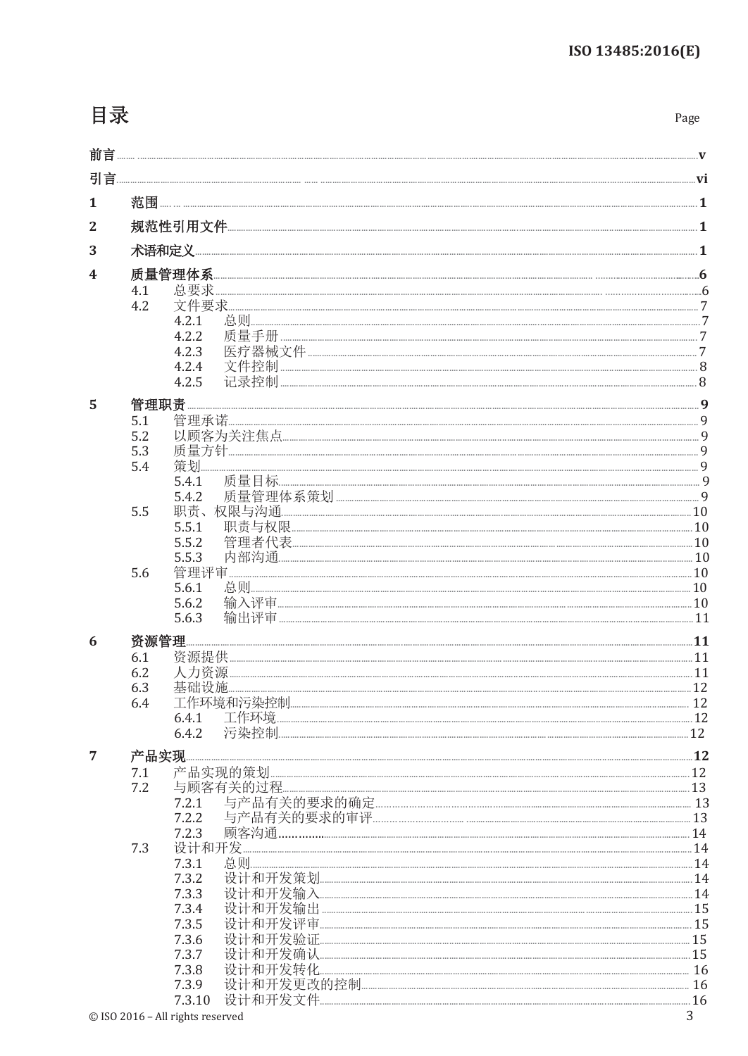# 目录

Page

**前言** ..... **v**

**引言** ..... **vi**

**1 范围** ..... **1**

**2 规范性引用文件** ..... **1**

**3 术语和定义** ..... **1**

**4 质量管理体系** ..... **6**

- 4.1 总要求 ..... 6
- 4.2 文件要求 ..... 7
  - 4.2.1 总则 ..... 7
  - 4.2.2 质量手册 ..... 7
  - 4.2.3 医疗器械文件 ..... 7
  - 4.2.4 文件控制 ..... 8
  - 4.2.5 记录控制 ..... 8

**5 管理职责** ..... **9**

- 5.1 管理承诺 ..... 9
- 5.2 以顾客为关注焦点 ..... 9
- 5.3 质量方针 ..... 9
- 5.4 策划 ..... 9
  - 5.4.1 质量目标 ..... 9
  - 5.4.2 质量管理体系策划 ..... 9
- 5.5 职责、权限与沟通 ..... 10
  - 5.5.1 职责与权限 ..... 10
  - 5.5.2 管理者代表 ..... 10
  - 5.5.3 内部沟通 ..... 10
- 5.6 管理评审 ..... 10
  - 5.6.1 总则 ..... 10
  - 5.6.2 输入评审 ..... 10
  - 5.6.3 输出评审 ..... 11

**6 资源管理** ..... **11**

- 6.1 资源提供 ..... 11
- 6.2 人力资源 ..... 11
- 6.3 基础设施 ..... 12
- 6.4 工作环境和污染控制 ..... 12
  - 6.4.1 工作环境 ..... 12
  - 6.4.2 污染控制 ..... 12

**7 产品实现** ..... **12**

- 7.1 产品实现的策划 ..... 12
- 7.2 与顾客有关的过程 ..... 13
  - 7.2.1 与产品有关的要求的确定 ..... 13
  - 7.2.2 与产品有关的要求的审评 ..... 13
  - 7.2.3 顾客沟通 ..... 14
- 7.3 设计和开发 ..... 14
  - 7.3.1 总则 ..... 14
  - 7.3.2 设计和开发策划 ..... 14
  - 7.3.3 设计和开发输入 ..... 14
  - 7.3.4 设计和开发输出 ..... 15
  - 7.3.5 设计和开发评审 ..... 15
  - 7.3.6 设计和开发验证 ..... 15
  - 7.3.7 设计和开发确认 ..... 15
  - 7.3.8 设计和开发转化 ..... 16
  - 7.3.9 设计和开发更改的控制 ..... 16
  - 7.3.10 设计和开发文件 ..... 16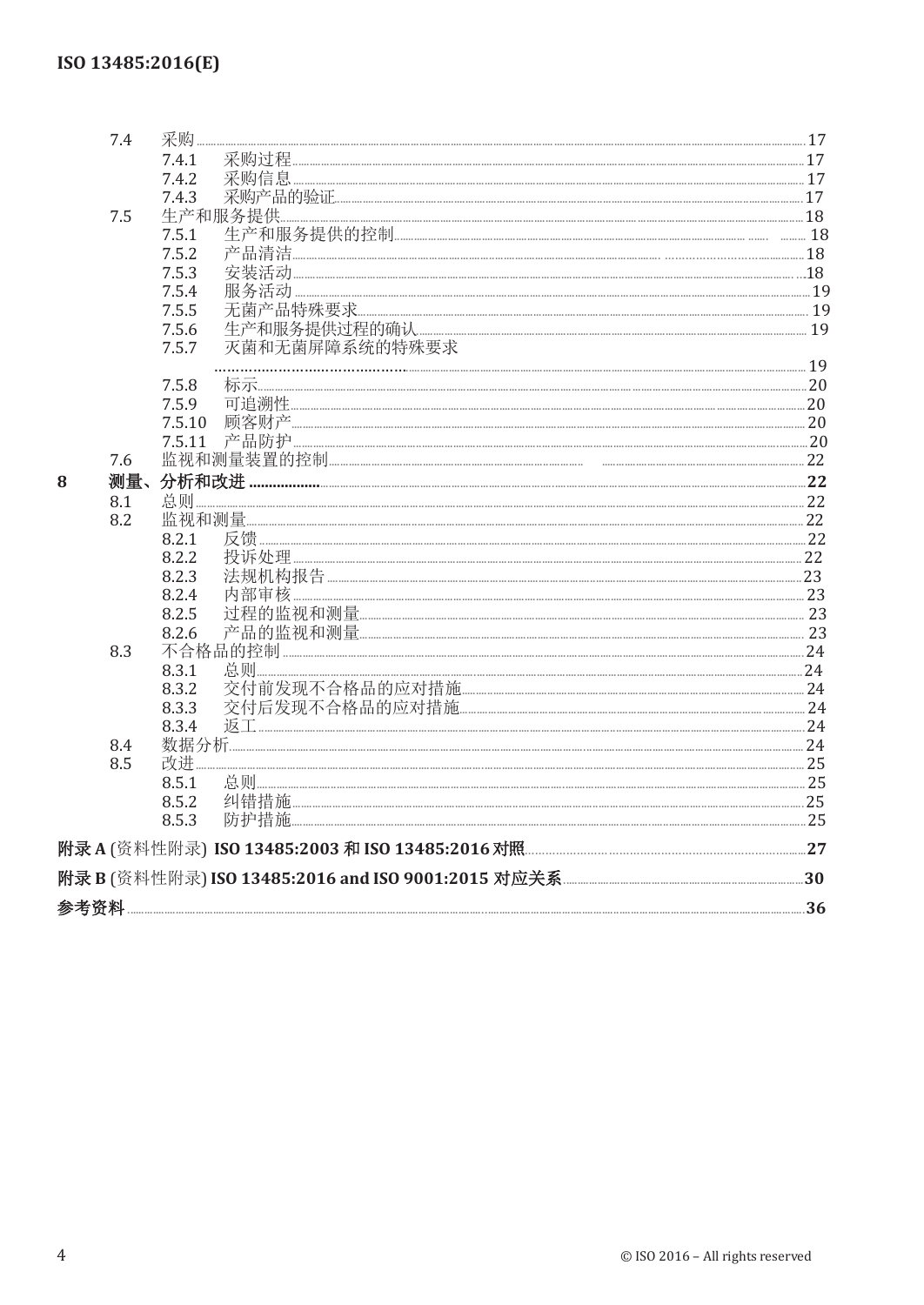- 7.4 采购 ..... 17
  - 7.4.1 采购过程 ..... 17
  - 7.4.2 采购信息 ..... 17
  - 7.4.3 采购产品的验证 ..... 17
- 7.5 生产和服务提供 ..... 18
  - 7.5.1 生产和服务提供的控制 ..... 18
  - 7.5.2 产品清洁 ..... 18
  - 7.5.3 安装活动 ..... 18
  - 7.5.4 服务活动 ..... 19
  - 7.5.5 无菌产品特殊要求 ..... 19
  - 7.5.6 生产和服务提供过程的确认 ..... 19
  - 7.5.7 灭菌和无菌屏障系统的特殊要求 ..... 19
  - 7.5.8 标示 ..... 20
  - 7.5.9 可追溯性 ..... 20
  - 7.5.10 顾客财产 ..... 20
  - 7.5.11 产品防护 ..... 20
- 7.6 监视和测量装置的控制 ..... 22

**8 测量、分析和改进 ..... 22**

- 8.1 总则 ..... 22
- 8.2 监视和测量 ..... 22
  - 8.2.1 反馈 ..... 22
  - 8.2.2 投诉处理 ..... 22
  - 8.2.3 法规机构报告 ..... 23
  - 8.2.4 内部审核 ..... 23
  - 8.2.5 过程的监视和测量 ..... 23
  - 8.2.6 产品的监视和测量 ..... 23
- 8.3 不合格品的控制 ..... 24
  - 8.3.1 总则 ..... 24
  - 8.3.2 交付前发现不合格品的应对措施 ..... 24
  - 8.3.3 交付后发现不合格品的应对措施 ..... 24
  - 8.3.4 返工 ..... 24
- 8.4 数据分析 ..... 24
- 8.5 改进 ..... 25
  - 8.5.1 总则 ..... 25
  - 8.5.2 纠错措施 ..... 25
  - 8.5.3 防护措施 ..... 25

**附录 A** (资料性附录) **ISO 13485:2003 和 ISO 13485:2016 对照 ..... 27**

**附录 B** (资料性附录) **ISO 13485:2016 and ISO 9001:2015 对应关系 ..... 30**

**参考资料 ..... 36**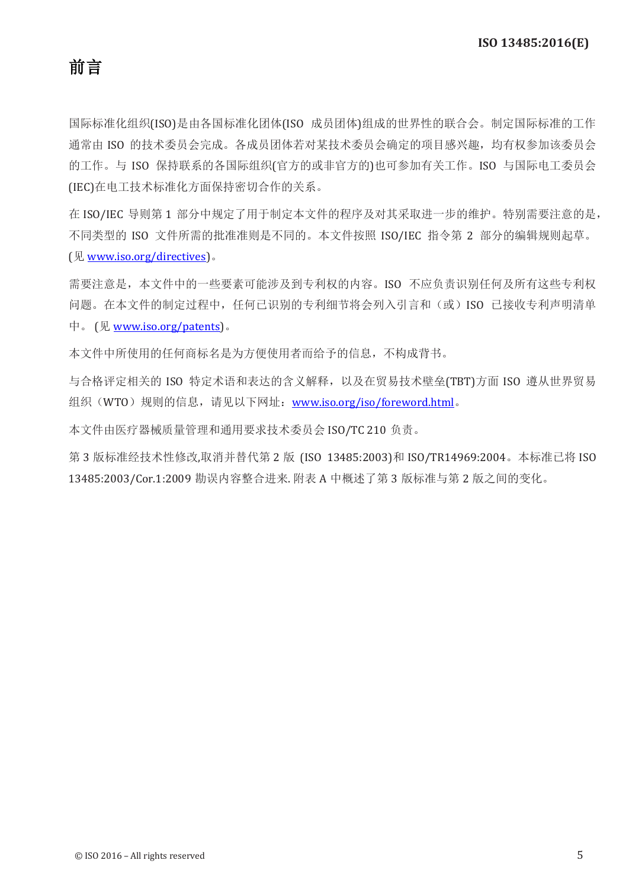# 前言

国际标准化组织(ISO)是由各国标准化团体(ISO 成员团体)组成的世界性的联合会。制定国际标准的工作通常由 ISO 的技术委员会完成。各成员团体若对某技术委员会确定的项目感兴趣，均有权参加该委员会的工作。与 ISO 保持联系的各国际组织(官方的或非官方的)也可参加有关工作。ISO 与国际电工委员会(IEC)在电工技术标准化方面保持密切合作的关系。

在 ISO/IEC 导则第 1 部分中规定了用于制定本文件的程序及对其采取进一步的维护。特别需要注意的是，不同类型的 ISO 文件所需的批准准则是不同的。本文件按照 ISO/IEC 指令第 2 部分的编辑规则起草。(见 www.iso.org/directives)。

需要注意是，本文件中的一些要素可能涉及到专利权的内容。ISO 不应负责识别任何及所有这些专利权问题。在本文件的制定过程中，任何已识别的专利细节将会列入引言和（或）ISO 已接收专利声明清单中。(见 www.iso.org/patents)。

本文件中所使用的任何商标名是为方便使用者而给予的信息，不构成背书。

与合格评定相关的 ISO 特定术语和表达的含义解释，以及在贸易技术壁垒(TBT)方面 ISO 遵从世界贸易组织（WTO）规则的信息，请见以下网址：www.iso.org/iso/foreword.html。

本文件由医疗器械质量管理和通用要求技术委员会 ISO/TC 210 负责。

第 3 版标准经技术性修改,取消并替代第 2 版 (ISO 13485:2003)和 ISO/TR14969:2004。本标准已将 ISO 13485:2003/Cor.1:2009 勘误内容整合进来. 附表 A 中概述了第 3 版标准与第 2 版之间的变化。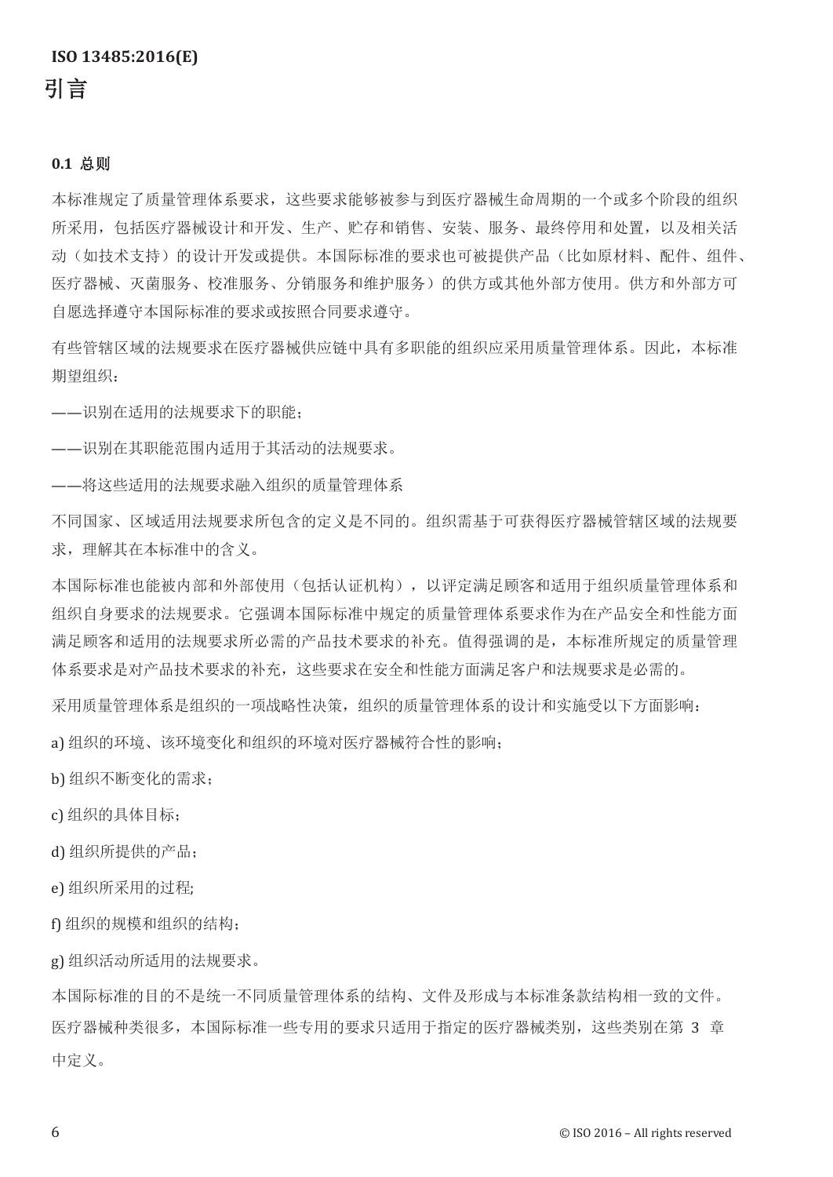# 引言

### 0.1 总则

本标准规定了质量管理体系要求，这些要求能够被参与到医疗器械生命周期的一个或多个阶段的组织所采用，包括医疗器械设计和开发、生产、贮存和销售、安装、服务、最终停用和处置，以及相关活动（如技术支持）的设计开发或提供。本国际标准的要求也可被提供产品（比如原材料、配件、组件、医疗器械、灭菌服务、校准服务、分销服务和维护服务）的供方或其他外部方使用。供方和外部方可自愿选择遵守本国际标准的要求或按照合同要求遵守。

有些管辖区域的法规要求在医疗器械供应链中具有多职能的组织应采用质量管理体系。因此，本标准期望组织：

——识别在适用的法规要求下的职能；

——识别在其职能范围内适用于其活动的法规要求。

——将这些适用的法规要求融入组织的质量管理体系

不同国家、区域适用法规要求所包含的定义是不同的。组织需基于可获得医疗器械管辖区域的法规要求，理解其在本标准中的含义。

本国际标准也能被内部和外部使用（包括认证机构），以评定满足顾客和适用于组织质量管理体系和组织自身要求的法规要求。它强调本国际标准中规定的质量管理体系要求作为在产品安全和性能方面满足顾客和适用的法规要求所必需的产品技术要求的补充。值得强调的是，本标准所规定的质量管理体系要求是对产品技术要求的补充，这些要求在安全和性能方面满足客户和法规要求是必需的。

采用质量管理体系是组织的一项战略性决策，组织的质量管理体系的设计和实施受以下方面影响：

a) 组织的环境、该环境变化和组织的环境对医疗器械符合性的影响；

b) 组织不断变化的需求；

c) 组织的具体目标；

d) 组织所提供的产品；

e) 组织所采用的过程;

f) 组织的规模和组织的结构；

g) 组织活动所适用的法规要求。

本国际标准的目的不是统一不同质量管理体系的结构、文件及形成与本标准条款结构相一致的文件。医疗器械种类很多，本国际标准一些专用的要求只适用于指定的医疗器械类别，这些类别在第 3 章中定义。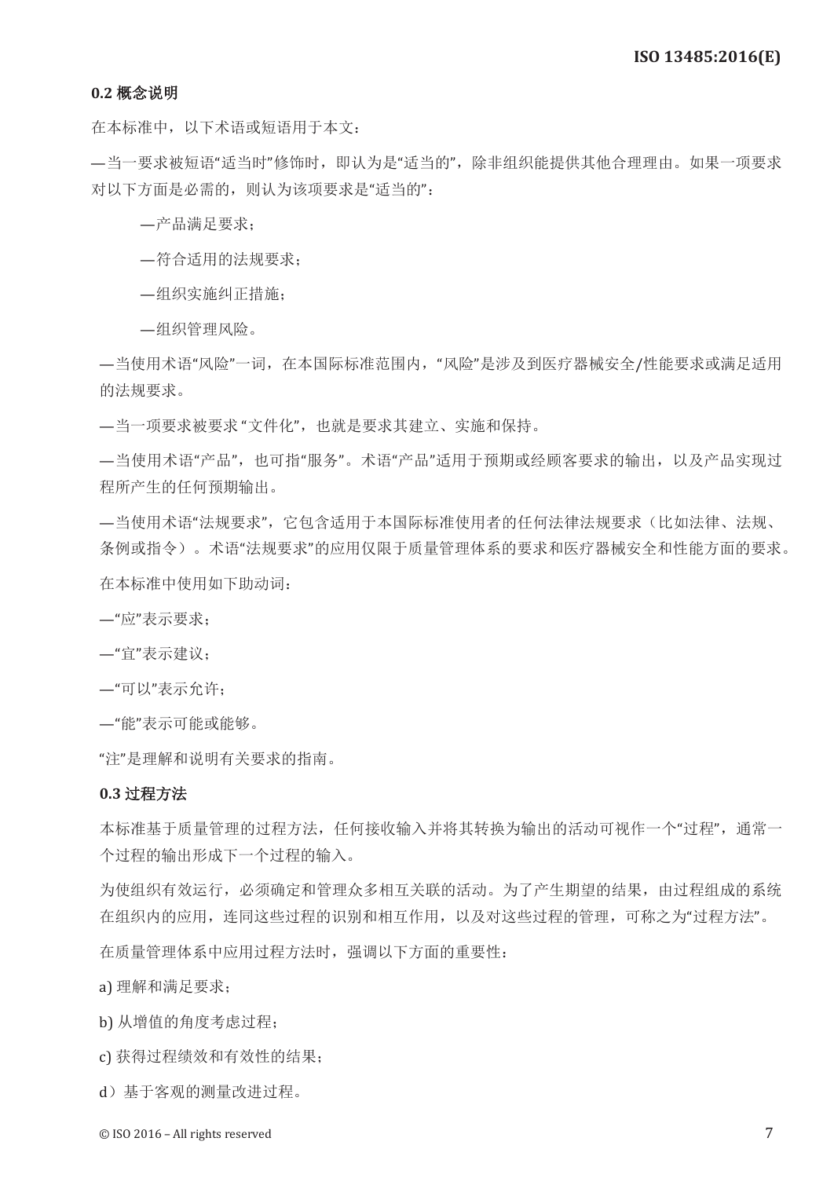## 0.2 概念说明

在本标准中，以下术语或短语用于本文：

—当一要求被短语“适当时”修饰时，即认为是“适当的”，除非组织能提供其他合理理由。如果一项要求对以下方面是必需的，则认为该项要求是“适当的”：

—产品满足要求；

—符合适用的法规要求；

—组织实施纠正措施；

—组织管理风险。

—当使用术语“风险”一词，在本国际标准范围内，“风险”是涉及到医疗器械安全/性能要求或满足适用的法规要求。

—当一项要求被要求 “文件化”，也就是要求其建立、实施和保持。

—当使用术语“产品”，也可指“服务”。术语“产品”适用于预期或经顾客要求的输出，以及产品实现过程所产生的任何预期输出。

—当使用术语“法规要求”，它包含适用于本国际标准使用者的任何法律法规要求（比如法律、法规、条例或指令）。术语“法规要求”的应用仅限于质量管理体系的要求和医疗器械安全和性能方面的要求。

在本标准中使用如下助动词：

—“应”表示要求；

—“宜”表示建议；

—“可以”表示允许；

—“能”表示可能或能够。

“注”是理解和说明有关要求的指南。

## 0.3 过程方法

本标准基于质量管理的过程方法，任何接收输入并将其转换为输出的活动可视作一个“过程”，通常一个过程的输出形成下一个过程的输入。

为使组织有效运行，必须确定和管理众多相互关联的活动。为了产生期望的结果，由过程组成的系统在组织内的应用，连同这些过程的识别和相互作用，以及对这些过程的管理，可称之为“过程方法”。

在质量管理体系中应用过程方法时，强调以下方面的重要性：

a) 理解和满足要求；

b) 从增值的角度考虑过程；

c) 获得过程绩效和有效性的结果；

d）基于客观的测量改进过程。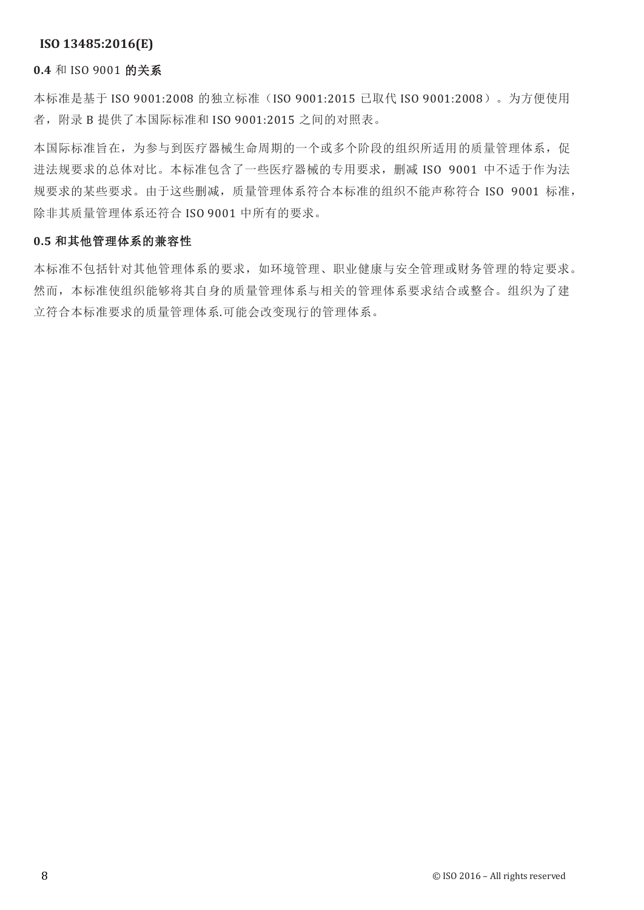### 0.4 和 ISO 9001 的关系

本标准是基于 ISO 9001:2008 的独立标准（ISO 9001:2015 已取代 ISO 9001:2008）。为方便使用者，附录 B 提供了本国际标准和 ISO 9001:2015 之间的对照表。

本国际标准旨在，为参与到医疗器械生命周期的一个或多个阶段的组织所适用的质量管理体系，促进法规要求的总体对比。本标准包含了一些医疗器械的专用要求，删减 ISO 9001 中不适于作为法规要求的某些要求。由于这些删减，质量管理体系符合本标准的组织不能声称符合 ISO 9001 标准，除非其质量管理体系还符合 ISO 9001 中所有的要求。

### 0.5 和其他管理体系的兼容性

本标准不包括针对其他管理体系的要求，如环境管理、职业健康与安全管理或财务管理的特定要求。然而，本标准使组织能够将其自身的质量管理体系与相关的管理体系要求结合或整合。组织为了建立符合本标准要求的质量管理体系.可能会改变现行的管理体系。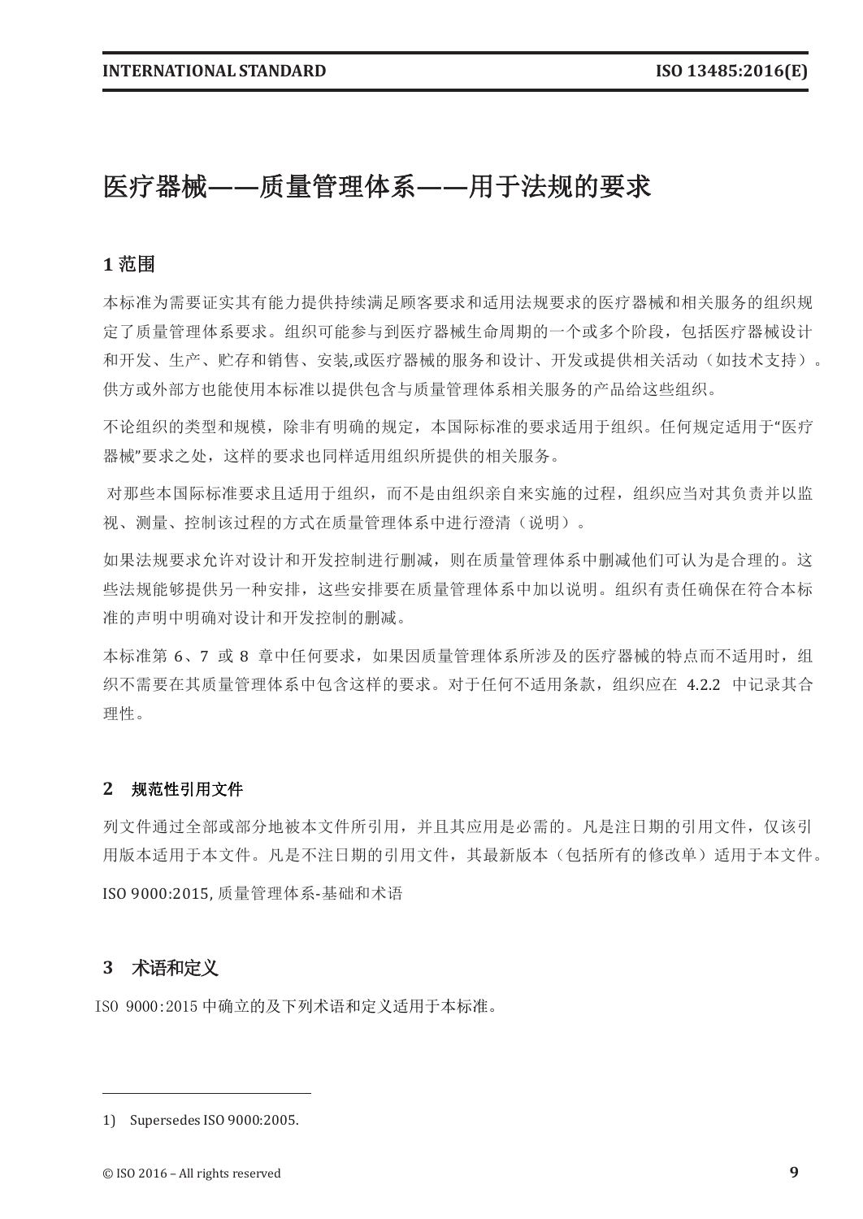# 医疗器械——质量管理体系——用于法规的要求

## 1 范围

本标准为需要证实其有能力提供持续满足顾客要求和适用法规要求的医疗器械和相关服务的组织规定了质量管理体系要求。组织可能参与到医疗器械生命周期的一个或多个阶段，包括医疗器械设计和开发、生产、贮存和销售、安装,或医疗器械的服务和设计、开发或提供相关活动（如技术支持）。供方或外部方也能使用本标准以提供包含与质量管理体系相关服务的产品给这些组织。

不论组织的类型和规模，除非有明确的规定，本国际标准的要求适用于组织。任何规定适用于"医疗器械"要求之处，这样的要求也同样适用组织所提供的相关服务。

对那些本国际标准要求且适用于组织，而不是由组织亲自来实施的过程，组织应当对其负责并以监视、测量、控制该过程的方式在质量管理体系中进行澄清（说明）。

如果法规要求允许对设计和开发控制进行删减，则在质量管理体系中删减他们可认为是合理的。这些法规能够提供另一种安排，这些安排要在质量管理体系中加以说明。组织有责任确保在符合本标准的声明中明确对设计和开发控制的删减。

本标准第 6、7 或 8 章中任何要求，如果因质量管理体系所涉及的医疗器械的特点而不适用时，组织不需要在其质量管理体系中包含这样的要求。对于任何不适用条款，组织应在 4.2.2 中记录其合理性。

## 2 规范性引用文件

列文件通过全部或部分地被本文件所引用，并且其应用是必需的。凡是注日期的引用文件，仅该引用版本适用于本文件。凡是不注日期的引用文件，其最新版本（包括所有的修改单）适用于本文件。

ISO 9000:2015, 质量管理体系-基础和术语

## 3 术语和定义

ISO 9000:2015 中确立的及下列术语和定义适用于本标准。

---

1) Supersedes ISO 9000:2005.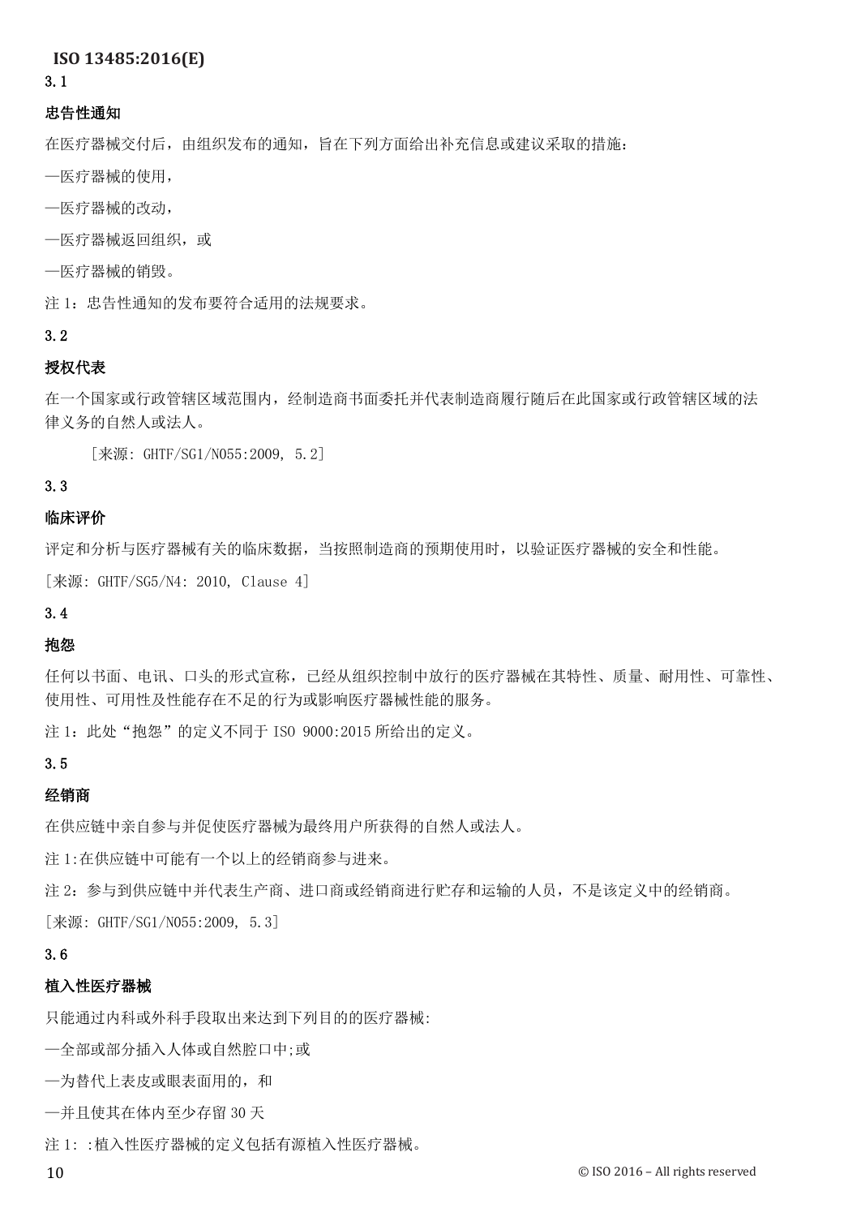3.1

**忠告性通知**

在医疗器械交付后，由组织发布的通知，旨在下列方面给出补充信息或建议采取的措施：

—医疗器械的使用，

—医疗器械的改动，

—医疗器械返回组织，或

—医疗器械的销毁。

注 1：忠告性通知的发布要符合适用的法规要求。

3.2

**授权代表**

在一个国家或行政管辖区域范围内，经制造商书面委托并代表制造商履行随后在此国家或行政管辖区域的法律义务的自然人或法人。

[来源: GHTF/SG1/N055:2009, 5.2]

3.3

**临床评价**

评定和分析与医疗器械有关的临床数据，当按照制造商的预期使用时，以验证医疗器械的安全和性能。

[来源: GHTF/SG5/N4: 2010, Clause 4]

3.4

**抱怨**

任何以书面、电讯、口头的形式宣称，已经从组织控制中放行的医疗器械在其特性、质量、耐用性、可靠性、使用性、可用性及性能存在不足的行为或影响医疗器械性能的服务。

注 1：此处“抱怨”的定义不同于 ISO 9000:2015 所给出的定义。

3.5

**经销商**

在供应链中亲自参与并促使医疗器械为最终用户所获得的自然人或法人。

注 1:在供应链中可能有一个以上的经销商参与进来。

注 2：参与到供应链中并代表生产商、进口商或经销商进行贮存和运输的人员，不是该定义中的经销商。

[来源: GHTF/SG1/N055:2009, 5.3]

3.6

**植入性医疗器械**

只能通过内科或外科手段取出来达到下列目的的医疗器械:

—全部或部分插入人体或自然腔口中;或

—为替代上表皮或眼表面用的，和

—并且使其在体内至少存留 30 天

注 1: :植入性医疗器械的定义包括有源植入性医疗器械。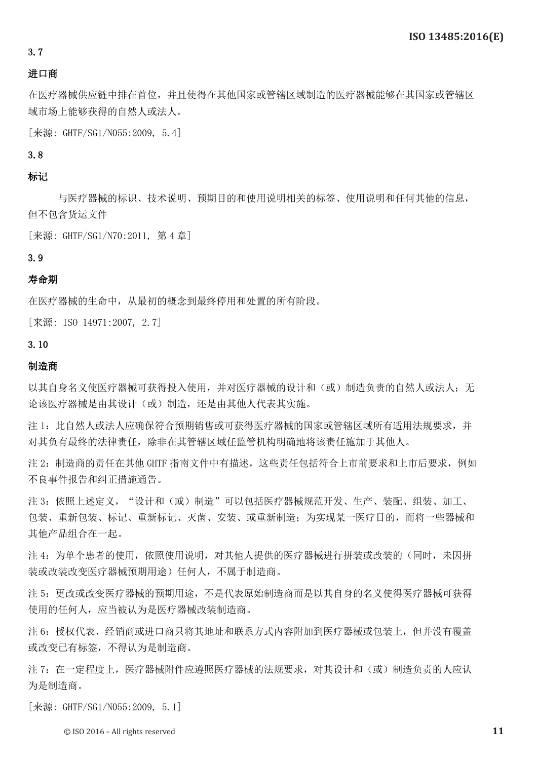3.7

**进口商**

在医疗器械供应链中排在首位，并且使得在其他国家或管辖区域制造的医疗器械能够在其国家或管辖区域市场上能够获得的自然人或法人。

[来源: GHTF/SG1/N055:2009, 5.4]

3.8

**标记**

与医疗器械的标识、技术说明、预期目的和使用说明相关的标签、使用说明和任何其他的信息，但不包含货运文件

[来源: GHTF/SG1/N70:2011, 第 4 章]

3.9

**寿命期**

在医疗器械的生命中，从最初的概念到最终停用和处置的所有阶段。

[来源: ISO 14971:2007, 2.7]

3.10

**制造商**

以其自身名义使医疗器械可获得投入使用，并对医疗器械的设计和（或）制造负责的自然人或法人；无论该医疗器械是由其设计（或）制造，还是由其他人代表其实施。

注 1：此自然人或法人应确保符合预期销售或可获得医疗器械的国家或管辖区域所有适用法规要求，并对其负有最终的法律责任，除非在其管辖区域任监管机构明确地将该责任施加于其他人。

注 2：制造商的责任在其他 GHTF 指南文件中有描述，这些责任包括符合上市前要求和上市后要求，例如不良事件报告和纠正措施通告。

注 3：依照上述定义，“设计和（或）制造”可以包括医疗器械规范开发、生产、装配、组装、加工、包装、重新包装、标记、重新标记、灭菌、安装、或重新制造；为实现某一医疗目的，而将一些器械和其他产品组合在一起。

注 4：为单个患者的使用，依照使用说明，对其他人提供的医疗器械进行拼装或改装的（同时，未因拼装或改装改变医疗器械预期用途）任何人，不属于制造商。

注 5：更改或改变医疗器械的预期用途，不是代表原始制造商而是以其自身的名义使得医疗器械可获得使用的任何人，应当被认为是医疗器械改装制造商。

注 6：授权代表、经销商或进口商只将其地址和联系方式内容附加到医疗器械或包装上，但并没有覆盖或改变已有标签，不得认为是制造商。

注 7：在一定程度上，医疗器械附件应遵照医疗器械的法规要求，对其设计和（或）制造负责的人应认为是制造商。

[来源: GHTF/SG1/N055:2009, 5.1]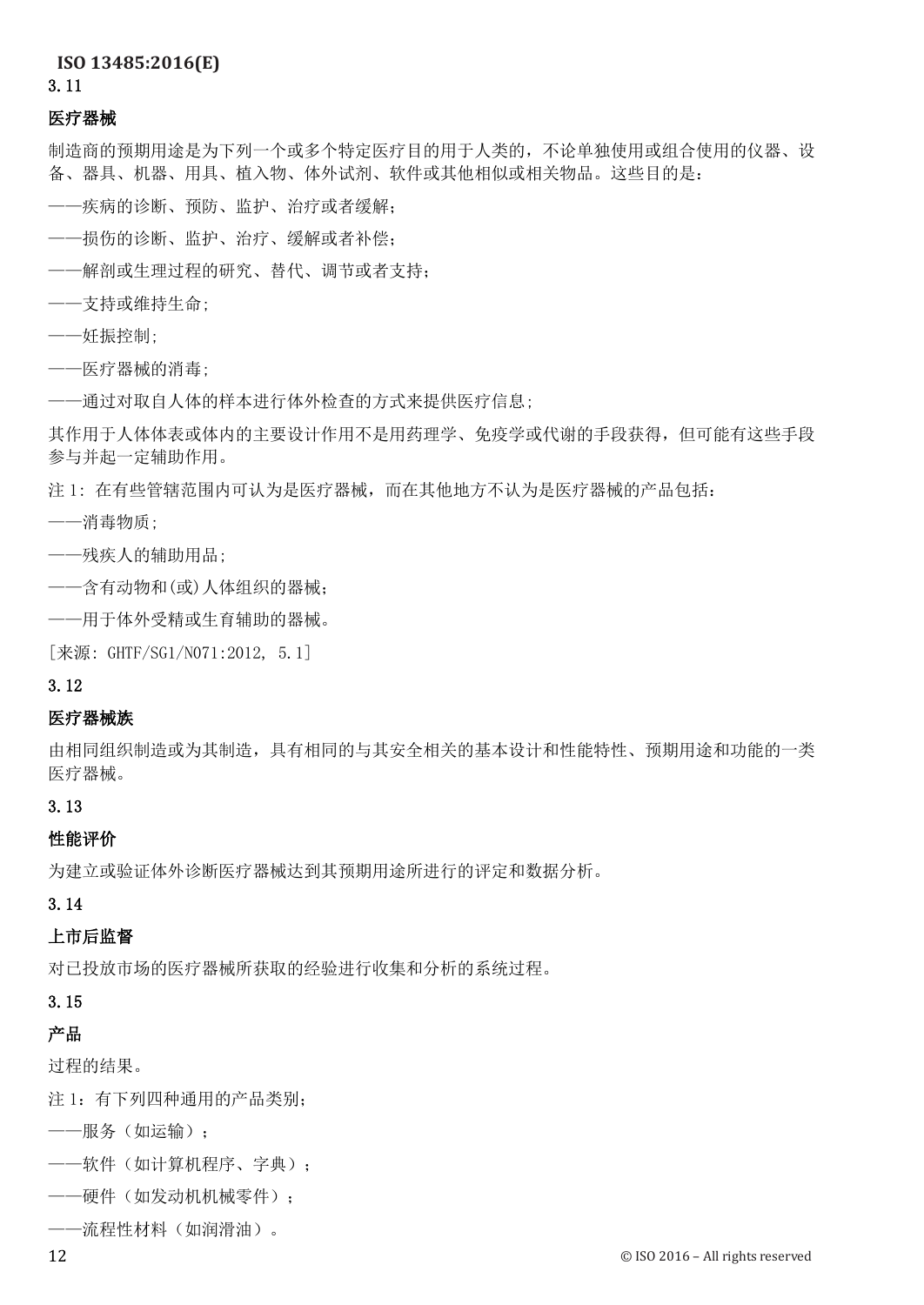3.11

**医疗器械**

制造商的预期用途是为下列一个或多个特定医疗目的用于人类的，不论单独使用或组合使用的仪器、设备、器具、机器、用具、植入物、体外试剂、软件或其他相似或相关物品。这些目的是：

——疾病的诊断、预防、监护、治疗或者缓解；

——损伤的诊断、监护、治疗、缓解或者补偿；

——解剖或生理过程的研究、替代、调节或者支持；

——支持或维持生命；

——妊振控制；

——医疗器械的消毒；

——通过对取自人体的样本进行体外检查的方式来提供医疗信息；

其作用于人体体表或体内的主要设计作用不是用药理学、免疫学或代谢的手段获得，但可能有这些手段参与并起一定辅助作用。

注 1：在有些管辖范围内可认为是医疗器械，而在其他地方不认为是医疗器械的产品包括：

——消毒物质；

——残疾人的辅助用品；

——含有动物和(或)人体组织的器械；

——用于体外受精或生育辅助的器械。

[来源：GHTF/SG1/N071:2012, 5.1]

3.12

**医疗器械族**

由相同组织制造或为其制造，具有相同的与其安全相关的基本设计和性能特性、预期用途和功能的一类医疗器械。

3.13

**性能评价**

为建立或验证体外诊断医疗器械达到其预期用途所进行的评定和数据分析。

3.14

**上市后监督**

对已投放市场的医疗器械所获取的经验进行收集和分析的系统过程。

3.15

**产品**

过程的结果。

注 1：有下列四种通用的产品类别；

——服务（如运输）；

——软件（如计算机程序、字典）；

——硬件（如发动机机械零件）；

——流程性材料（如润滑油）。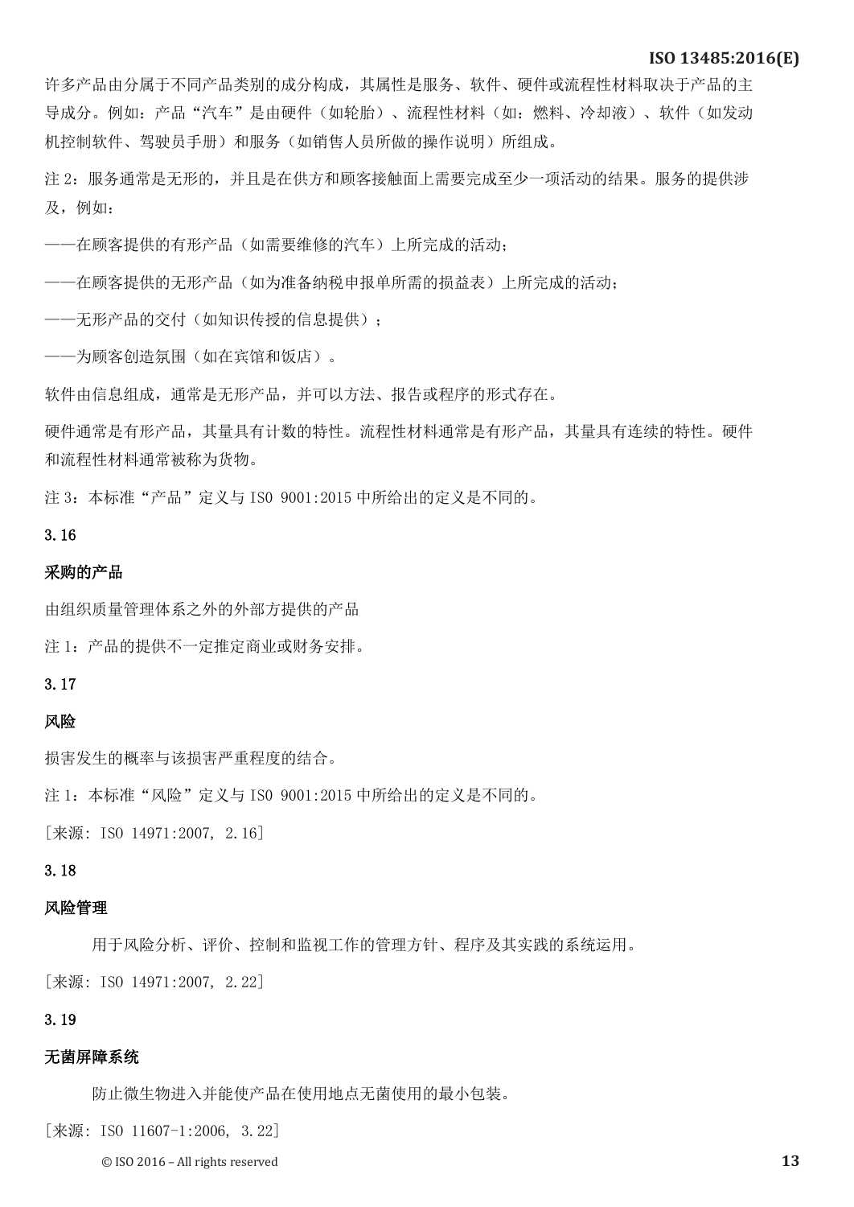许多产品由分属于不同产品类别的成分构成，其属性是服务、软件、硬件或流程性材料取决于产品的主导成分。例如：产品“汽车”是由硬件（如轮胎）、流程性材料（如：燃料、冷却液）、软件（如发动机控制软件、驾驶员手册）和服务（如销售人员所做的操作说明）所组成。

注 2：服务通常是无形的，并且是在供方和顾客接触面上需要完成至少一项活动的结果。服务的提供涉及，例如：

——在顾客提供的有形产品（如需要维修的汽车）上所完成的活动；

——在顾客提供的无形产品（如为准备纳税申报单所需的损益表）上所完成的活动；

——无形产品的交付（如知识传授的信息提供）；

——为顾客创造氛围（如在宾馆和饭店）。

软件由信息组成，通常是无形产品，并可以方法、报告或程序的形式存在。

硬件通常是有形产品，其量具有计数的特性。流程性材料通常是有形产品，其量具有连续的特性。硬件和流程性材料通常被称为货物。

注 3：本标准“产品”定义与 ISO 9001:2015 中所给出的定义是不同的。

3.16

**采购的产品**

由组织质量管理体系之外的外部方提供的产品

注 1：产品的提供不一定推定商业或财务安排。

3.17

**风险**

损害发生的概率与该损害严重程度的结合。

注 1：本标准“风险”定义与 ISO 9001:2015 中所给出的定义是不同的。

[来源：ISO 14971:2007, 2.16]

3.18

**风险管理**

用于风险分析、评价、控制和监视工作的管理方针、程序及其实践的系统运用。

[来源：ISO 14971:2007, 2.22]

3.19

**无菌屏障系统**

防止微生物进入并能使产品在使用地点无菌使用的最小包装。

[来源：ISO 11607-1:2006, 3.22]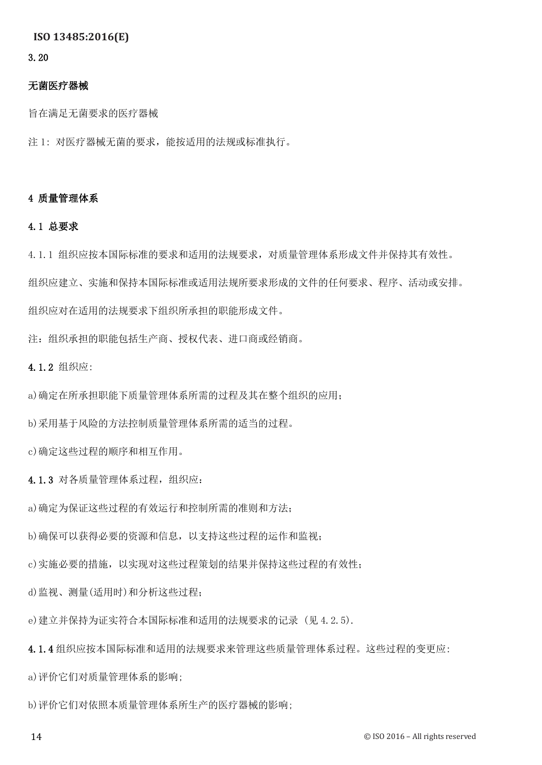3.20

**无菌医疗器械**

旨在满足无菌要求的医疗器械

注 1: 对医疗器械无菌的要求，能按适用的法规或标准执行。

## 4 质量管理体系

### 4.1 总要求

4.1.1 组织应按本国际标准的要求和适用的法规要求，对质量管理体系形成文件并保持其有效性。

组织应建立、实施和保持本国际标准或适用法规所要求形成的文件的任何要求、程序、活动或安排。

组织应对在适用的法规要求下组织所承担的职能形成文件。

注：组织承担的职能包括生产商、授权代表、进口商或经销商。

**4.1.2** 组织应:

a)确定在所承担职能下质量管理体系所需的过程及其在整个组织的应用；

b)采用基于风险的方法控制质量管理体系所需的适当的过程。

c)确定这些过程的顺序和相互作用。

**4.1.3** 对各质量管理体系过程，组织应：

a)确定为保证这些过程的有效运行和控制所需的准则和方法；

b)确保可以获得必要的资源和信息，以支持这些过程的运作和监视；

c)实施必要的措施，以实现对这些过程策划的结果并保持这些过程的有效性；

d)监视、测量(适用时)和分析这些过程；

e)建立并保持为证实符合本国际标准和适用的法规要求的记录 (见 4.2.5).

**4.1.4** 组织应按本国际标准和适用的法规要求来管理这些质量管理体系过程。这些过程的变更应:

a)评价它们对质量管理体系的影响;

b)评价它们对依照本质量管理体系所生产的医疗器械的影响;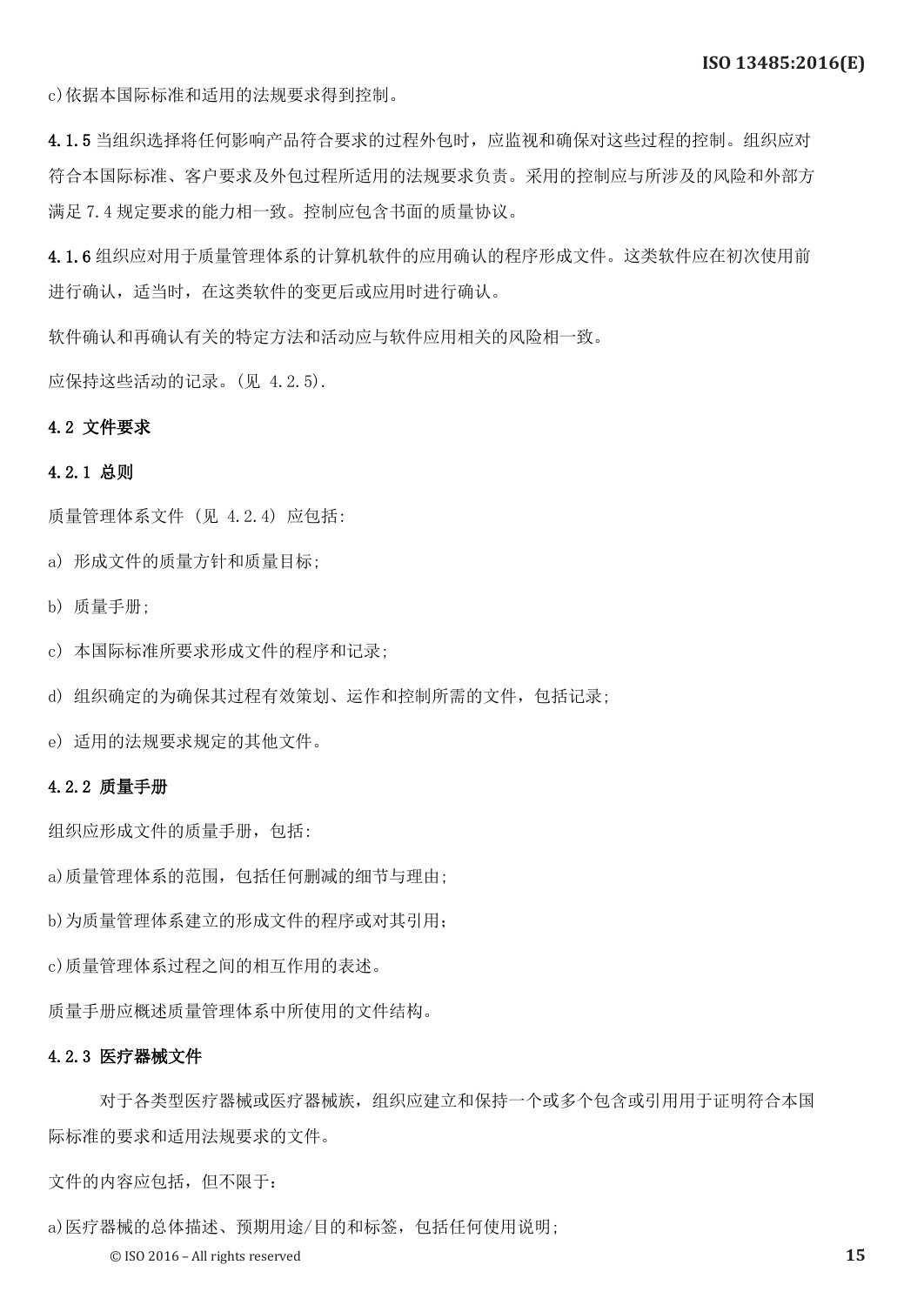c)依据本国际标准和适用的法规要求得到控制。

**4.1.5** 当组织选择将任何影响产品符合要求的过程外包时，应监视和确保对这些过程的控制。组织应对符合本国际标准、客户要求及外包过程所适用的法规要求负责。采用的控制应与所涉及的风险和外部方满足 7.4 规定要求的能力相一致。控制应包含书面的质量协议。

**4.1.6** 组织应对用于质量管理体系的计算机软件的应用确认的程序形成文件。这类软件应在初次使用前进行确认，适当时，在这类软件的变更后或应用时进行确认。

软件确认和再确认有关的特定方法和活动应与软件应用相关的风险相一致。

应保持这些活动的记录。(见 4.2.5).

### 4.2 文件要求

#### 4.2.1 总则

质量管理体系文件 (见 4.2.4) 应包括:

a) 形成文件的质量方针和质量目标;

b) 质量手册;

c) 本国际标准所要求形成文件的程序和记录;

d) 组织确定的为确保其过程有效策划、运作和控制所需的文件，包括记录;

e) 适用的法规要求规定的其他文件。

#### 4.2.2 质量手册

组织应形成文件的质量手册，包括:

a)质量管理体系的范围，包括任何删减的细节与理由;

b)为质量管理体系建立的形成文件的程序或对其引用;

c)质量管理体系过程之间的相互作用的表述。

质量手册应概述质量管理体系中所使用的文件结构。

#### 4.2.3 医疗器械文件

对于各类型医疗器械或医疗器械族，组织应建立和保持一个或多个包含或引用用于证明符合本国际标准的要求和适用法规要求的文件。

文件的内容应包括，但不限于：

a)医疗器械的总体描述、预期用途/目的和标签，包括任何使用说明;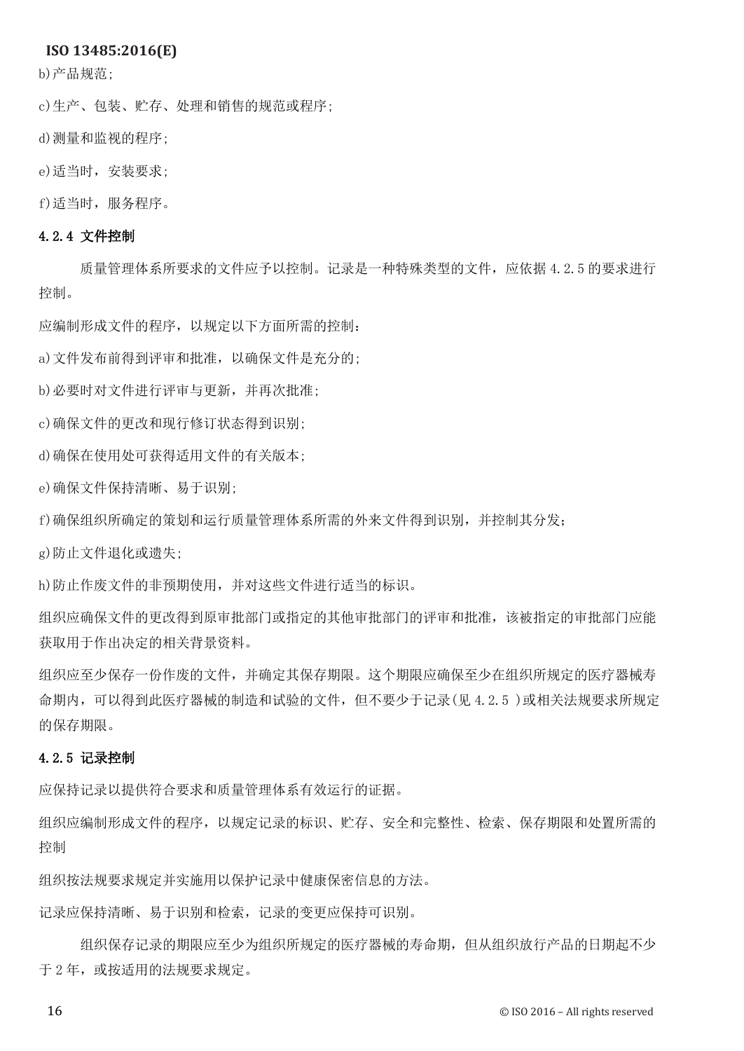b)产品规范;

c)生产、包装、贮存、处理和销售的规范或程序;

d)测量和监视的程序;

e)适当时，安装要求;

f)适当时，服务程序。

#### 4.2.4 文件控制

质量管理体系所要求的文件应予以控制。记录是一种特殊类型的文件，应依据 4.2.5 的要求进行控制。

应编制形成文件的程序，以规定以下方面所需的控制:

a)文件发布前得到评审和批准，以确保文件是充分的;

b)必要时对文件进行评审与更新，并再次批准;

c)确保文件的更改和现行修订状态得到识别;

d)确保在使用处可获得适用文件的有关版本;

e)确保文件保持清晰、易于识别;

f)确保组织所确定的策划和运行质量管理体系所需的外来文件得到识别，并控制其分发;

g)防止文件退化或遗失;

h)防止作废文件的非预期使用，并对这些文件进行适当的标识。

组织应确保文件的更改得到原审批部门或指定的其他审批部门的评审和批准，该被指定的审批部门应能获取用于作出决定的相关背景资料。

组织应至少保存一份作废的文件，并确定其保存期限。这个期限应确保至少在组织所规定的医疗器械寿命期内，可以得到此医疗器械的制造和试验的文件，但不要少于记录(见 4.2.5 )或相关法规要求所规定的保存期限。

#### 4.2.5 记录控制

应保持记录以提供符合要求和质量管理体系有效运行的证据。

组织应编制形成文件的程序，以规定记录的标识、贮存、安全和完整性、检索、保存期限和处置所需的控制

组织按法规要求规定并实施用以保护记录中健康保密信息的方法。

记录应保持清晰、易于识别和检索，记录的变更应保持可识别。

组织保存记录的期限应至少为组织所规定的医疗器械的寿命期，但从组织放行产品的日期起不少于 2 年，或按适用的法规要求规定。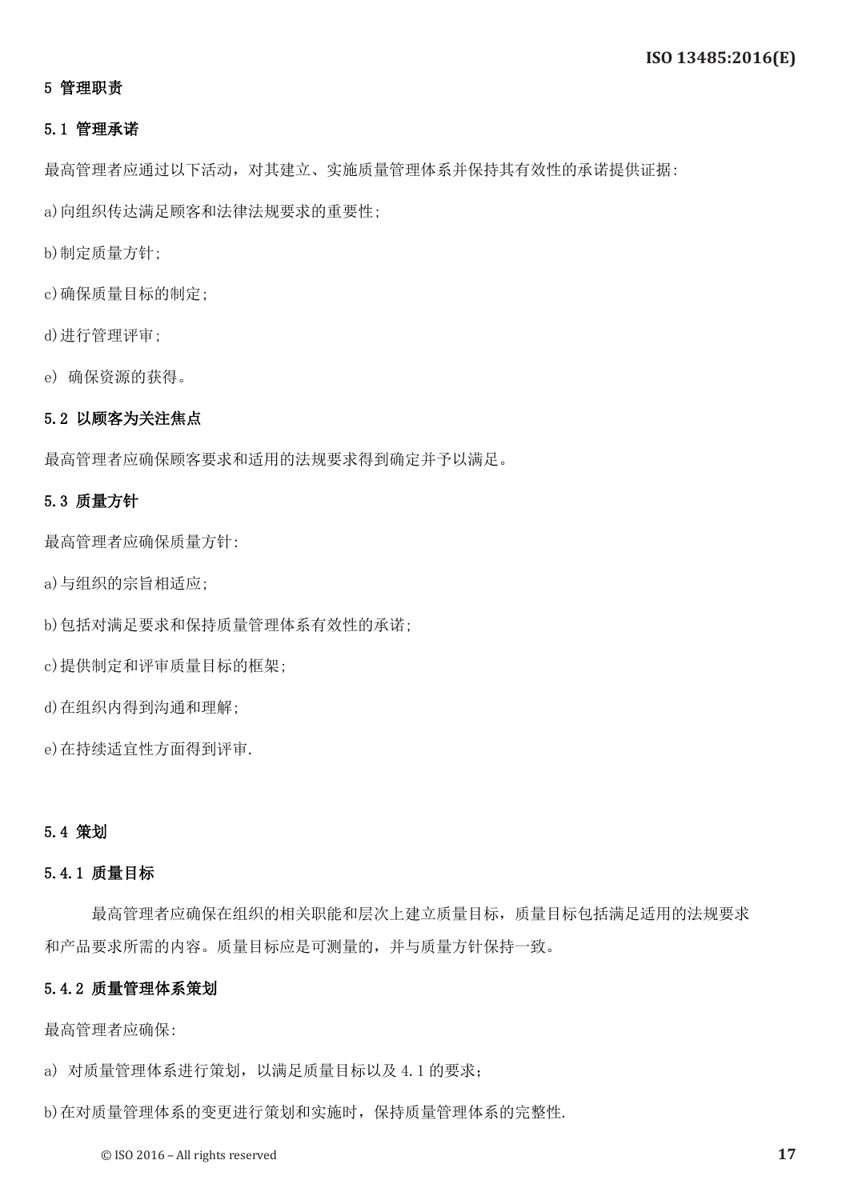# 5 管理职责

## 5.1 管理承诺

最高管理者应通过以下活动，对其建立、实施质量管理体系并保持其有效性的承诺提供证据:

a)向组织传达满足顾客和法律法规要求的重要性;

b)制定质量方针;

c)确保质量目标的制定;

d)进行管理评审;

e) 确保资源的获得。

## 5.2 以顾客为关注焦点

最高管理者应确保顾客要求和适用的法规要求得到确定并予以满足。

## 5.3 质量方针

最高管理者应确保质量方针:

a)与组织的宗旨相适应;

b)包括对满足要求和保持质量管理体系有效性的承诺;

c)提供制定和评审质量目标的框架;

d)在组织内得到沟通和理解;

e)在持续适宜性方面得到评审.

## 5.4 策划

### 5.4.1 质量目标

最高管理者应确保在组织的相关职能和层次上建立质量目标，质量目标包括满足适用的法规要求和产品要求所需的内容。质量目标应是可测量的，并与质量方针保持一致。

### 5.4.2 质量管理体系策划

最高管理者应确保:

a) 对质量管理体系进行策划，以满足质量目标以及 4.1 的要求;

b)在对质量管理体系的变更进行策划和实施时，保持质量管理体系的完整性.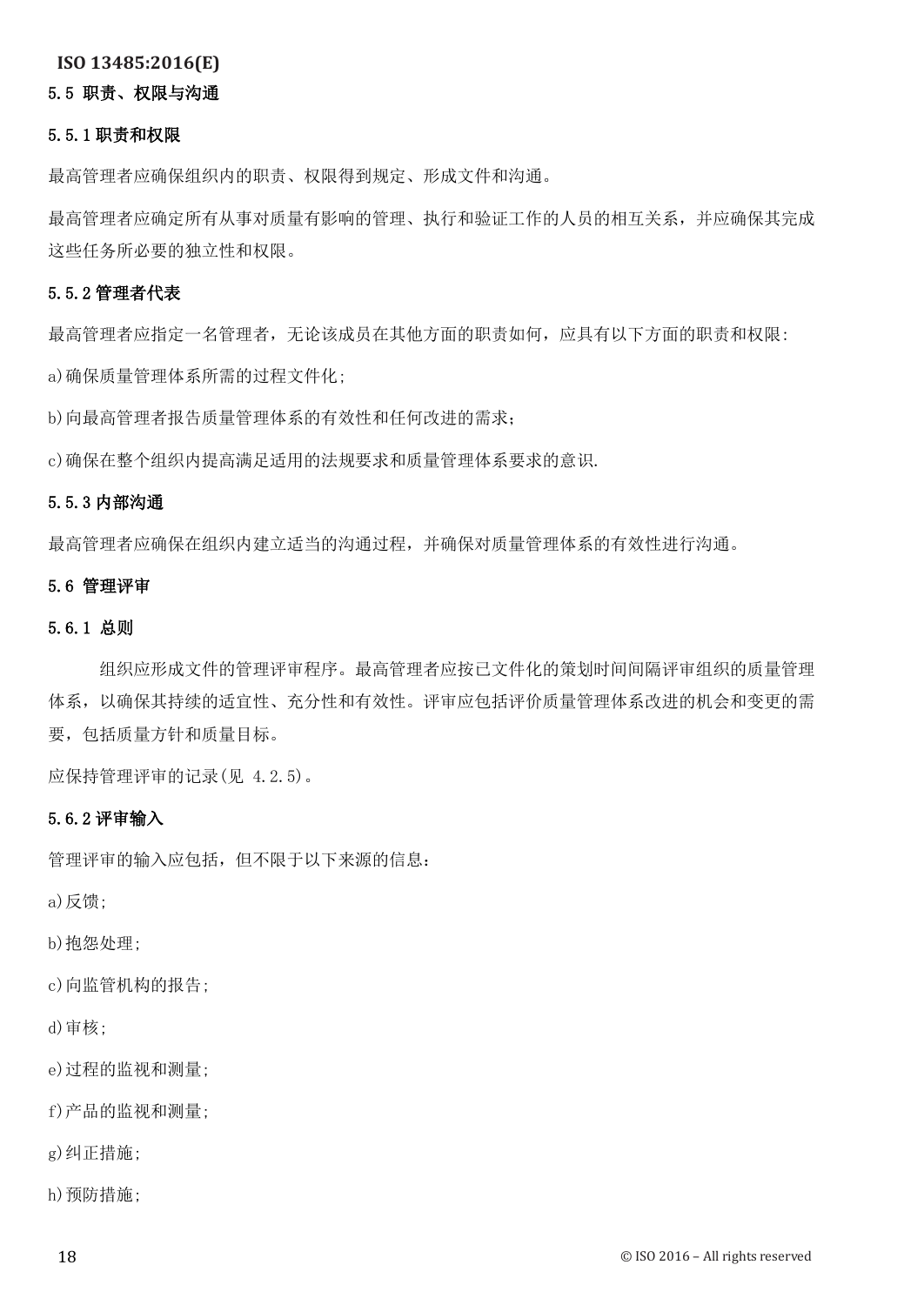## 5.5 职责、权限与沟通

### 5.5.1 职责和权限

最高管理者应确保组织内的职责、权限得到规定、形成文件和沟通。

最高管理者应确定所有从事对质量有影响的管理、执行和验证工作的人员的相互关系，并应确保其完成这些任务所必要的独立性和权限。

### 5.5.2 管理者代表

最高管理者应指定一名管理者，无论该成员在其他方面的职责如何，应具有以下方面的职责和权限：

a)确保质量管理体系所需的过程文件化；

b)向最高管理者报告质量管理体系的有效性和任何改进的需求；

c)确保在整个组织内提高满足适用的法规要求和质量管理体系要求的意识.

### 5.5.3 内部沟通

最高管理者应确保在组织内建立适当的沟通过程，并确保对质量管理体系的有效性进行沟通。

## 5.6 管理评审

### 5.6.1 总则

组织应形成文件的管理评审程序。最高管理者应按已文件化的策划时间间隔评审组织的质量管理体系，以确保其持续的适宜性、充分性和有效性。评审应包括评价质量管理体系改进的机会和变更的需要，包括质量方针和质量目标。

应保持管理评审的记录(见 4.2.5)。

### 5.6.2 评审输入

管理评审的输入应包括，但不限于以下来源的信息：

a)反馈；

b)抱怨处理；

c)向监管机构的报告；

d)审核；

e)过程的监视和测量；

f)产品的监视和测量；

g)纠正措施；

h)预防措施；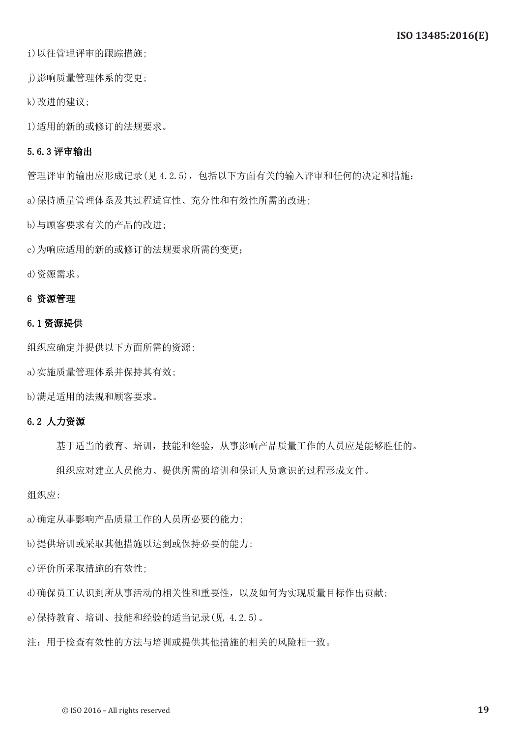i)以往管理评审的跟踪措施;

j)影响质量管理体系的变更;

k)改进的建议;

l)适用的新的或修订的法规要求。

### 5.6.3 评审输出

管理评审的输出应形成记录(见 4.2.5)，包括以下方面有关的输入评审和任何的决定和措施:

a)保持质量管理体系及其过程适宜性、充分性和有效性所需的改进;

b)与顾客要求有关的产品的改进;

c)为响应适用的新的或修订的法规要求所需的变更;

d)资源需求。

## 6 资源管理

### 6.1 资源提供

组织应确定并提供以下方面所需的资源:

a)实施质量管理体系并保持其有效;

b)满足适用的法规和顾客要求。

### 6.2 人力资源

基于适当的教育、培训，技能和经验，从事影响产品质量工作的人员应是能够胜任的。

组织应对建立人员能力、提供所需的培训和保证人员意识的过程形成文件。

组织应:

a)确定从事影响产品质量工作的人员所必要的能力;

b)提供培训或采取其他措施以达到或保持必要的能力;

c)评价所采取措施的有效性;

d)确保员工认识到所从事活动的相关性和重要性，以及如何为实现质量目标作出贡献;

e)保持教育、培训、技能和经验的适当记录(见 4.2.5)。

注：用于检查有效性的方法与培训或提供其他措施的相关的风险相一致。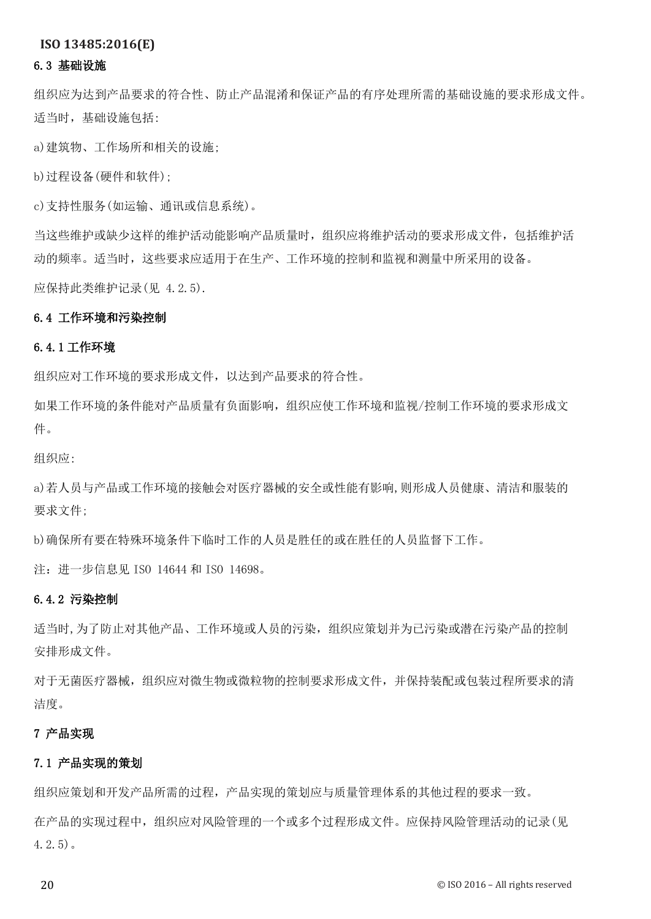### 6.3 基础设施

组织应为达到产品要求的符合性、防止产品混淆和保证产品的有序处理所需的基础设施的要求形成文件。适当时，基础设施包括:

a)建筑物、工作场所和相关的设施;

b)过程设备(硬件和软件);

c)支持性服务(如运输、通讯或信息系统)。

当这些维护或缺少这样的维护活动能影响产品质量时，组织应将维护活动的要求形成文件，包括维护活动的频率。适当时，这些要求应适用于在生产、工作环境的控制和监视和测量中所采用的设备。

应保持此类维护记录(见 4.2.5).

### 6.4 工作环境和污染控制

#### 6.4.1 工作环境

组织应对工作环境的要求形成文件，以达到产品要求的符合性。

如果工作环境的条件能对产品质量有负面影响，组织应使工作环境和监视/控制工作环境的要求形成文件。

组织应:

a)若人员与产品或工作环境的接触会对医疗器械的安全或性能有影响,则形成人员健康、清洁和服装的要求文件;

b)确保所有要在特殊环境条件下临时工作的人员是胜任的或在胜任的人员监督下工作。

注：进一步信息见 ISO 14644 和 ISO 14698。

#### 6.4.2 污染控制

适当时,为了防止对其他产品、工作环境或人员的污染，组织应策划并为已污染或潜在污染产品的控制安排形成文件。

对于无菌医疗器械，组织应对微生物或微粒物的控制要求形成文件，并保持装配或包装过程所要求的清洁度。

## 7 产品实现

### 7.1 产品实现的策划

组织应策划和开发产品所需的过程，产品实现的策划应与质量管理体系的其他过程的要求一致。

在产品的实现过程中，组织应对风险管理的一个或多个过程形成文件。应保持风险管理活动的记录(见 4.2.5)。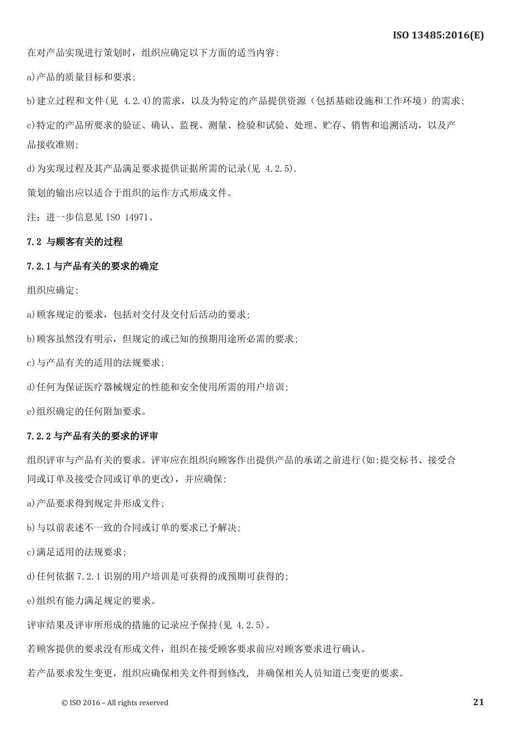在对产品实现进行策划时，组织应确定以下方面的适当内容:

a)产品的质量目标和要求;

b)建立过程和文件(见 4.2.4)的需求，以及为特定的产品提供资源（包括基础设施和工作环境）的需求;

c)特定的产品所要求的验证、确认、监视、测量、检验和试验、处理、贮存、销售和追溯活动，以及产品接收准则;

d)为实现过程及其产品满足要求提供证据所需的记录(见 4.2.5).

策划的输出应以适合于组织的运作方式形成文件。

注：进一步信息见 ISO 14971。

### 7.2 与顾客有关的过程

#### 7.2.1 与产品有关的要求的确定

组织应确定:

a)顾客规定的要求，包括对交付及交付后活动的要求;

b)顾客虽然没有明示，但规定的或已知的预期用途所必需的要求;

c)与产品有关的适用的法规要求;

d)任何为保证医疗器械规定的性能和安全使用所需的用户培训;

e)组织确定的任何附加要求。

#### 7.2.2 与产品有关的要求的评审

组织评审与产品有关的要求。评审应在组织向顾客作出提供产品的承诺之前进行(如:提交标书、接受合同或订单及接受合同或订单的更改)，并应确保:

a)产品要求得到规定并形成文件;

b)与以前表述不一致的合同或订单的要求已予解决;

c)满足适用的法规要求;

d)任何依据 7.2.1 识别的用户培训是可获得的或预期可获得的;

e)组织有能力满足规定的要求。

评审结果及评审所形成的措施的记录应予保持(见 4.2.5)。

若顾客提供的要求没有形成文件，组织在接受顾客要求前应对顾客要求进行确认。

若产品要求发生变更，组织应确保相关文件得到修改，并确保相关人员知道已变更的要求。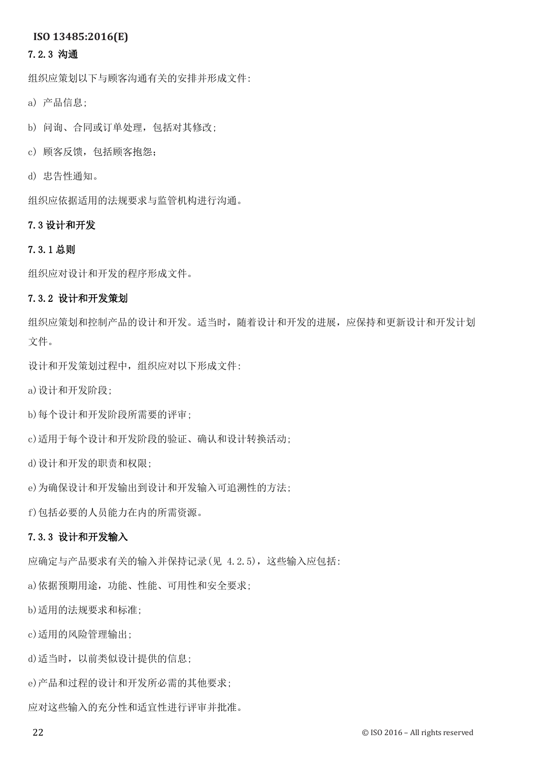### 7.2.3 沟通

组织应策划以下与顾客沟通有关的安排并形成文件:

a) 产品信息;

b) 问询、合同或订单处理，包括对其修改;

c) 顾客反馈，包括顾客抱怨;

d) 忠告性通知。

组织应依据适用的法规要求与监管机构进行沟通。

## 7.3 设计和开发

### 7.3.1 总则

组织应对设计和开发的程序形成文件。

### 7.3.2 设计和开发策划

组织应策划和控制产品的设计和开发。适当时，随着设计和开发的进展，应保持和更新设计和开发计划文件。

设计和开发策划过程中，组织应对以下形成文件:

a)设计和开发阶段;

b)每个设计和开发阶段所需要的评审;

c)适用于每个设计和开发阶段的验证、确认和设计转换活动;

d)设计和开发的职责和权限;

e)为确保设计和开发输出到设计和开发输入可追溯性的方法;

f)包括必要的人员能力在内的所需资源。

### 7.3.3 设计和开发输入

应确定与产品要求有关的输入并保持记录(见 4.2.5)，这些输入应包括:

a)依据预期用途，功能、性能、可用性和安全要求;

b)适用的法规要求和标准;

c)适用的风险管理输出;

d)适当时，以前类似设计提供的信息;

e)产品和过程的设计和开发所必需的其他要求;

应对这些输入的充分性和适宜性进行评审并批准。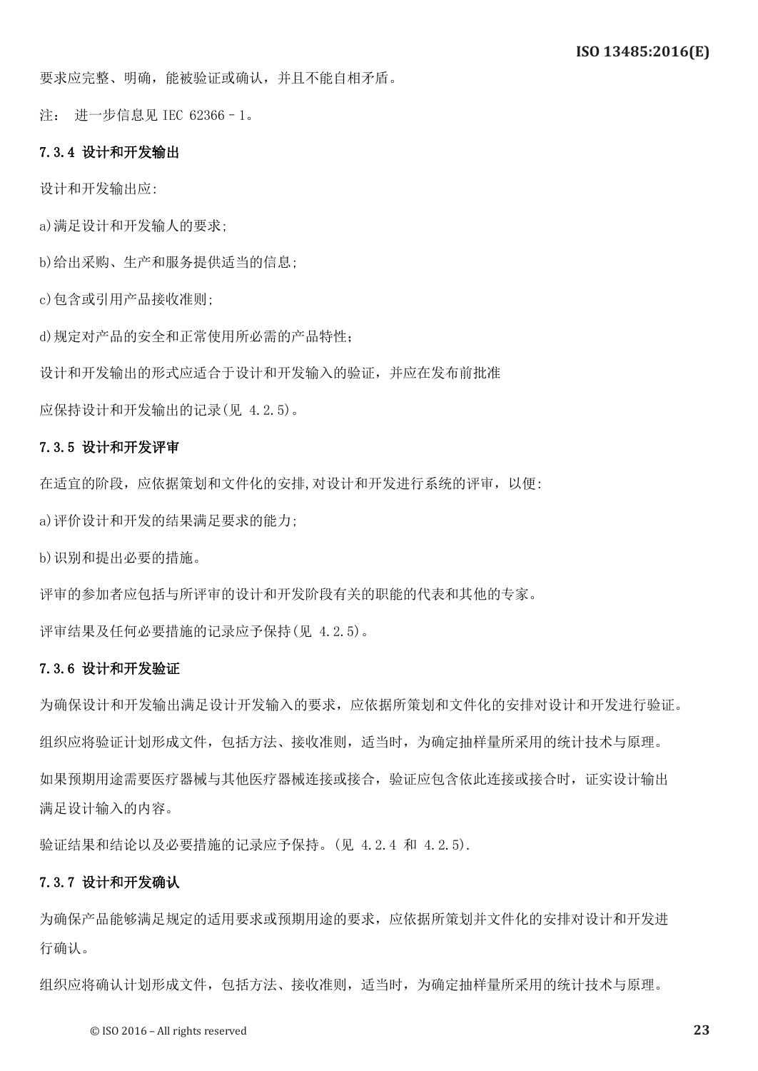要求应完整、明确，能被验证或确认，并且不能自相矛盾。

注： 进一步信息见 IEC 62366－1。

### 7.3.4 设计和开发输出

设计和开发输出应:

a)满足设计和开发输人的要求;

b)给出采购、生产和服务提供适当的信息;

c)包含或引用产品接收准则;

d)规定对产品的安全和正常使用所必需的产品特性；

设计和开发输出的形式应适合于设计和开发输入的验证，并应在发布前批准

应保持设计和开发输出的记录(见 4.2.5)。

### 7.3.5 设计和开发评审

在适宜的阶段，应依据策划和文件化的安排,对设计和开发进行系统的评审，以便:

a)评价设计和开发的结果满足要求的能力;

b)识别和提出必要的措施。

评审的参加者应包括与所评审的设计和开发阶段有关的职能的代表和其他的专家。

评审结果及任何必要措施的记录应予保持(见 4.2.5)。

### 7.3.6 设计和开发验证

为确保设计和开发输出满足设计开发输入的要求，应依据所策划和文件化的安排对设计和开发进行验证。

组织应将验证计划形成文件，包括方法、接收准则，适当时，为确定抽样量所采用的统计技术与原理。

如果预期用途需要医疗器械与其他医疗器械连接或接合，验证应包含依此连接或接合时，证实设计输出满足设计输入的内容。

验证结果和结论以及必要措施的记录应予保持。(见 4.2.4 和 4.2.5).

### 7.3.7 设计和开发确认

为确保产品能够满足规定的适用要求或预期用途的要求，应依据所策划并文件化的安排对设计和开发进行确认。

组织应将确认计划形成文件，包括方法、接收准则，适当时，为确定抽样量所采用的统计技术与原理。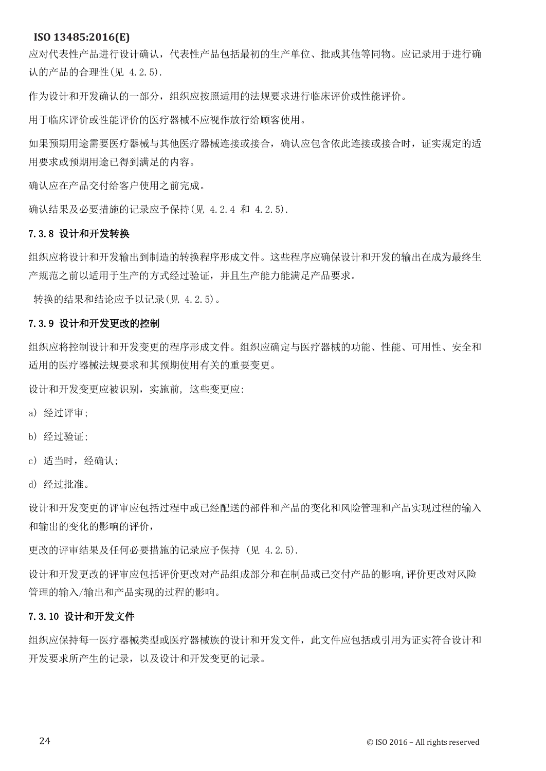应对代表性产品进行设计确认，代表性产品包括最初的生产单位、批或其他等同物。应记录用于进行确认的产品的合理性(见 4.2.5).

作为设计和开发确认的一部分，组织应按照适用的法规要求进行临床评价或性能评价。

用于临床评价或性能评价的医疗器械不应视作放行给顾客使用。

如果预期用途需要医疗器械与其他医疗器械连接或接合，确认应包含依此连接或接合时，证实规定的适用要求或预期用途已得到满足的内容。

确认应在产品交付给客户使用之前完成。

确认结果及必要措施的记录应予保持(见 4.2.4 和 4.2.5).

### 7.3.8 设计和开发转换

组织应将设计和开发输出到制造的转换程序形成文件。这些程序应确保设计和开发的输出在成为最终生产规范之前以适用于生产的方式经过验证，并且生产能力能满足产品要求。

转换的结果和结论应予以记录(见 4.2.5)。

### 7.3.9 设计和开发更改的控制

组织应将控制设计和开发变更的程序形成文件。组织应确定与医疗器械的功能、性能、可用性、安全和适用的医疗器械法规要求和其预期使用有关的重要变更。

设计和开发变更应被识别，实施前，这些变更应:

a) 经过评审;

b) 经过验证;

c) 适当时，经确认;

d) 经过批准。

设计和开发变更的评审应包括过程中或已经配送的部件和产品的变化和风险管理和产品实现过程的输入和输出的变化的影响的评价，

更改的评审结果及任何必要措施的记录应予保持 (见 4.2.5).

设计和开发更改的评审应包括评价更改对产品组成部分和在制品或已交付产品的影响,评价更改对风险管理的输入/输出和产品实现的过程的影响。

### 7.3.10 设计和开发文件

组织应保持每一医疗器械类型或医疗器械族的设计和开发文件，此文件应包括或引用为证实符合设计和开发要求所产生的记录，以及设计和开发变更的记录。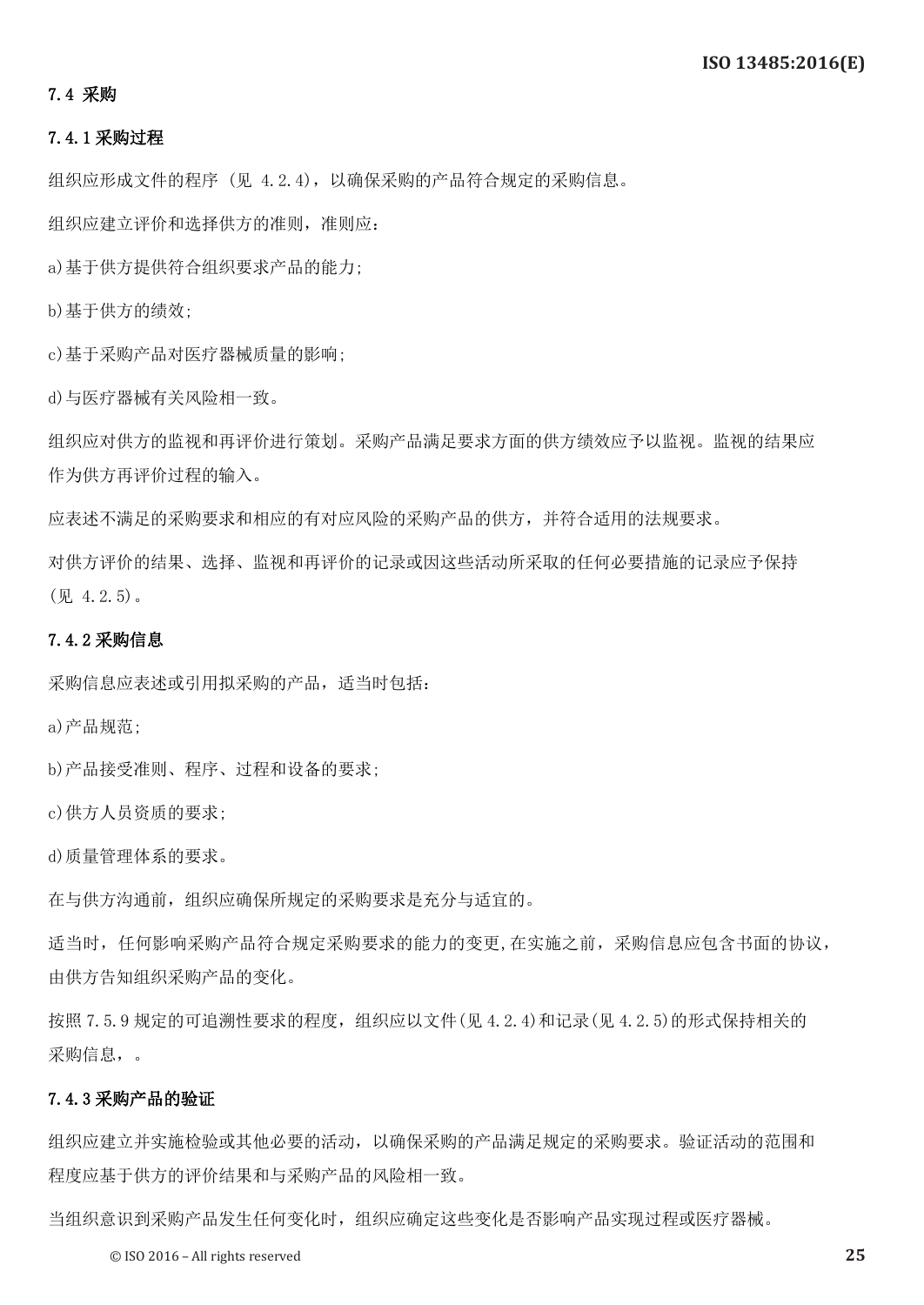## 7.4 采购

### 7.4.1 采购过程

组织应形成文件的程序 (见 4.2.4)，以确保采购的产品符合规定的采购信息。

组织应建立评价和选择供方的准则，准则应：

a)基于供方提供符合组织要求产品的能力;

b)基于供方的绩效;

c)基于采购产品对医疗器械质量的影响;

d)与医疗器械有关风险相一致。

组织应对供方的监视和再评价进行策划。采购产品满足要求方面的供方绩效应予以监视。监视的结果应作为供方再评价过程的输入。

应表述不满足的采购要求和相应的有对应风险的采购产品的供方，并符合适用的法规要求。

对供方评价的结果、选择、监视和再评价的记录或因这些活动所采取的任何必要措施的记录应予保持 (见 4.2.5)。

### 7.4.2 采购信息

采购信息应表述或引用拟采购的产品，适当时包括：

a)产品规范;

b)产品接受准则、程序、过程和设备的要求;

c)供方人员资质的要求;

d)质量管理体系的要求。

在与供方沟通前，组织应确保所规定的采购要求是充分与适宜的。

适当时，任何影响采购产品符合规定采购要求的能力的变更,在实施之前，采购信息应包含书面的协议，由供方告知组织采购产品的变化。

按照 7.5.9 规定的可追溯性要求的程度，组织应以文件(见 4.2.4)和记录(见 4.2.5)的形式保持相关的采购信息，。

### 7.4.3 采购产品的验证

组织应建立并实施检验或其他必要的活动，以确保采购的产品满足规定的采购要求。验证活动的范围和程度应基于供方的评价结果和与采购产品的风险相一致。

当组织意识到采购产品发生任何变化时，组织应确定这些变化是否影响产品实现过程或医疗器械。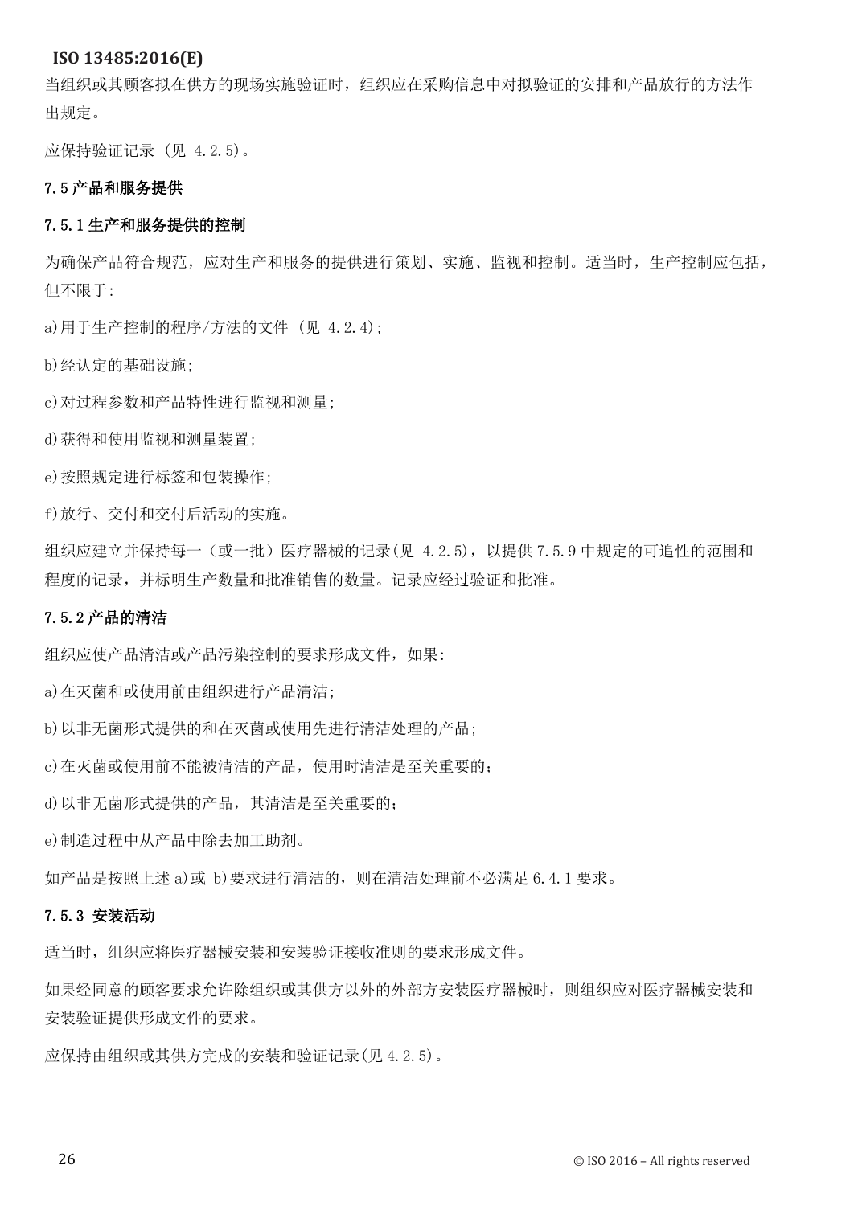当组织或其顾客拟在供方的现场实施验证时，组织应在采购信息中对拟验证的安排和产品放行的方法作出规定。

应保持验证记录 (见 4.2.5)。

### 7.5 产品和服务提供

#### 7.5.1 生产和服务提供的控制

为确保产品符合规范，应对生产和服务的提供进行策划、实施、监视和控制。适当时，生产控制应包括，但不限于:

a)用于生产控制的程序/方法的文件 (见 4.2.4);

b)经认定的基础设施;

c)对过程参数和产品特性进行监视和测量;

d)获得和使用监视和测量装置;

e)按照规定进行标签和包装操作;

f)放行、交付和交付后活动的实施。

组织应建立并保持每一（或一批）医疗器械的记录(见 4.2.5)，以提供 7.5.9 中规定的可追性的范围和程度的记录，并标明生产数量和批准销售的数量。记录应经过验证和批准。

#### 7.5.2 产品的清洁

组织应使产品清洁或产品污染控制的要求形成文件，如果:

a)在灭菌和或使用前由组织进行产品清洁;

b)以非无菌形式提供的和在灭菌或使用先进行清洁处理的产品;

c)在灭菌或使用前不能被清洁的产品，使用时清洁是至关重要的;

d)以非无菌形式提供的产品，其清洁是至关重要的;

e)制造过程中从产品中除去加工助剂。

如产品是按照上述 a)或 b)要求进行清洁的，则在清洁处理前不必满足 6.4.1 要求。

#### 7.5.3 安装活动

适当时，组织应将医疗器械安装和安装验证接收准则的要求形成文件。

如果经同意的顾客要求允许除组织或其供方以外的外部方安装医疗器械时，则组织应对医疗器械安装和安装验证提供形成文件的要求。

应保持由组织或其供方完成的安装和验证记录(见 4.2.5)。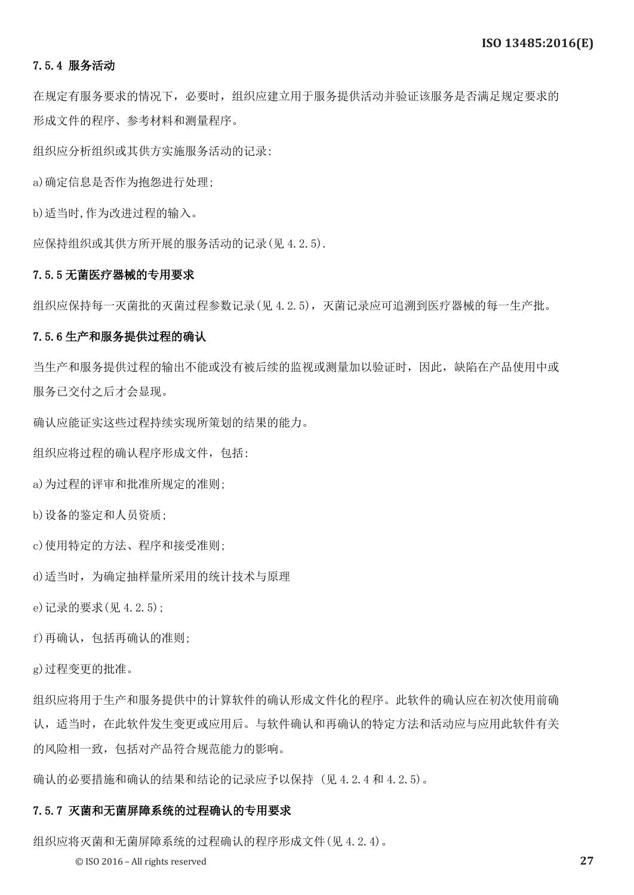### 7.5.4 服务活动

在规定有服务要求的情况下，必要时，组织应建立用于服务提供活动并验证该服务是否满足规定要求的形成文件的程序、参考材料和测量程序。

组织应分析组织或其供方实施服务活动的记录:

a)确定信息是否作为抱怨进行处理;

b)适当时,作为改进过程的输入。

应保持组织或其供方所开展的服务活动的记录(见 4.2.5).

### 7.5.5 无菌医疗器械的专用要求

组织应保持每一灭菌批的灭菌过程参数记录(见 4.2.5)，灭菌记录应可追溯到医疗器械的每一生产批。

### 7.5.6 生产和服务提供过程的确认

当生产和服务提供过程的输出不能或没有被后续的监视或测量加以验证时，因此，缺陷在产品使用中或服务已交付之后才会显现。

确认应能证实这些过程持续实现所策划的结果的能力。

组织应将过程的确认程序形成文件，包括:

a)为过程的评审和批准所规定的准则;

b)设备的鉴定和人员资质;

c)使用特定的方法、程序和接受准则;

d)适当时，为确定抽样量所采用的统计技术与原理

e)记录的要求(见 4.2.5);

f)再确认，包括再确认的准则;

g)过程变更的批准。

组织应将用于生产和服务提供中的计算软件的确认形成文件化的程序。此软件的确认应在初次使用前确认，适当时，在此软件发生变更或应用后。与软件确认和再确认的特定方法和活动应与应用此软件有关的风险相一致，包括对产品符合规范能力的影响。

确认的必要措施和确认的结果和结论的记录应予以保持 (见 4.2.4 和 4.2.5)。

### 7.5.7 灭菌和无菌屏障系统的过程确认的专用要求

组织应将灭菌和无菌屏障系统的过程确认的程序形成文件(见 4.2.4)。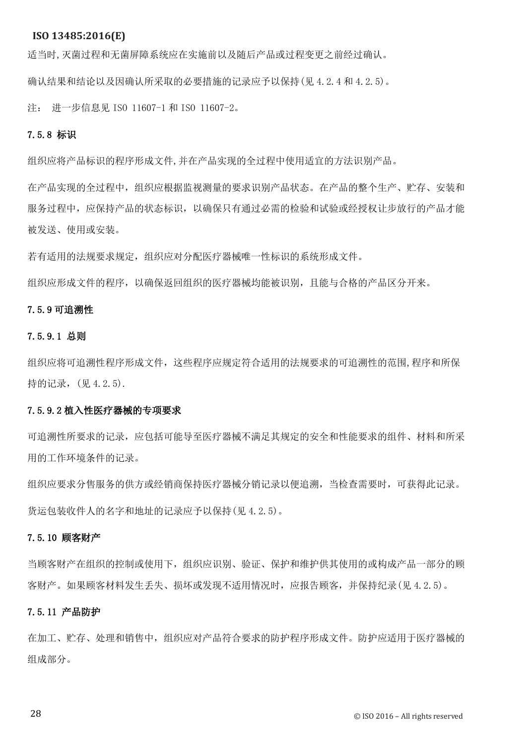适当时,灭菌过程和无菌屏障系统应在实施前以及随后产品或过程变更之前经过确认。

确认结果和结论以及因确认所采取的必要措施的记录应予以保持(见 4.2.4 和 4.2.5)。

注： 进一步信息见 ISO 11607-1 和 ISO 11607-2。

### 7.5.8 标识

组织应将产品标识的程序形成文件,并在产品实现的全过程中使用适宜的方法识别产品。

在产品实现的全过程中，组织应根据监视测量的要求识别产品状态。在产品的整个生产、贮存、安装和服务过程中，应保持产品的状态标识，以确保只有通过必需的检验和试验或经授权让步放行的产品才能被发送、使用或安装。

若有适用的法规要求规定，组织应对分配医疗器械唯一性标识的系统形成文件。

组织应形成文件的程序，以确保返回组织的医疗器械均能被识别，且能与合格的产品区分开来。

### 7.5.9 可追溯性

#### 7.5.9.1 总则

组织应将可追溯性程序形成文件，这些程序应规定符合适用的法规要求的可追溯性的范围,程序和所保持的记录，(见 4.2.5).

#### 7.5.9.2 植入性医疗器械的专项要求

可追溯性所要求的记录，应包括可能导至医疗器械不满足其规定的安全和性能要求的组件、材料和所采用的工作环境条件的记录。

组织应要求分售服务的供方或经销商保持医疗器械分销记录以便追溯，当检查需要时，可获得此记录。

货运包装收件人的名字和地址的记录应予以保持(见 4.2.5)。

### 7.5.10 顾客财产

当顾客财产在组织的控制或使用下，组织应识别、验证、保护和维护供其使用的或构成产品一部分的顾客财产。如果顾客材料发生丢失、损坏或发现不适用情况时，应报告顾客，并保持纪录(见 4.2.5)。

### 7.5.11 产品防护

在加工、贮存、处理和销售中，组织应对产品符合要求的防护程序形成文件。防护应适用于医疗器械的组成部分。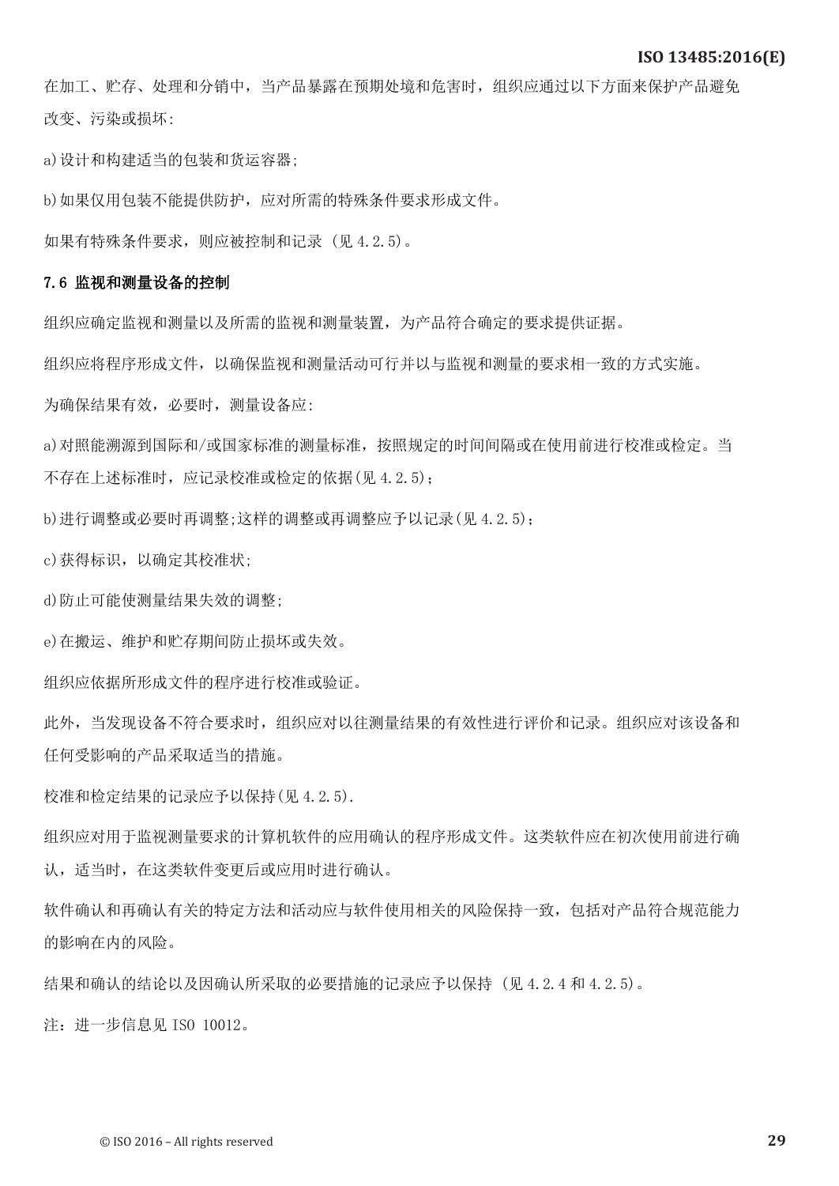在加工、贮存、处理和分销中，当产品暴露在预期处境和危害时，组织应通过以下方面来保护产品避免改变、污染或损坏:

a)设计和构建适当的包装和货运容器;

b)如果仅用包装不能提供防护，应对所需的特殊条件要求形成文件。

如果有特殊条件要求，则应被控制和记录 (见 4.2.5)。

### 7.6 监视和测量设备的控制

组织应确定监视和测量以及所需的监视和测量装置，为产品符合确定的要求提供证据。

组织应将程序形成文件，以确保监视和测量活动可行并以与监视和测量的要求相一致的方式实施。

为确保结果有效，必要时，测量设备应:

a)对照能溯源到国际和/或国家标准的测量标准，按照规定的时间间隔或在使用前进行校准或检定。当不存在上述标准时，应记录校准或检定的依据(见 4.2.5)；

b)进行调整或必要时再调整;这样的调整或再调整应予以记录(见 4.2.5)；

c)获得标识，以确定其校准状;

d)防止可能使测量结果失效的调整;

e)在搬运、维护和贮存期间防止损坏或失效。

组织应依据所形成文件的程序进行校准或验证。

此外，当发现设备不符合要求时，组织应对以往测量结果的有效性进行评价和记录。组织应对该设备和任何受影响的产品采取适当的措施。

校准和检定结果的记录应予以保持(见 4.2.5).

组织应对用于监视测量要求的计算机软件的应用确认的程序形成文件。这类软件应在初次使用前进行确认，适当时，在这类软件变更后或应用时进行确认。

软件确认和再确认有关的特定方法和活动应与软件使用相关的风险保持一致，包括对产品符合规范能力的影响在内的风险。

结果和确认的结论以及因确认所采取的必要措施的记录应予以保持 (见 4.2.4 和 4.2.5)。

注：进一步信息见 ISO 10012。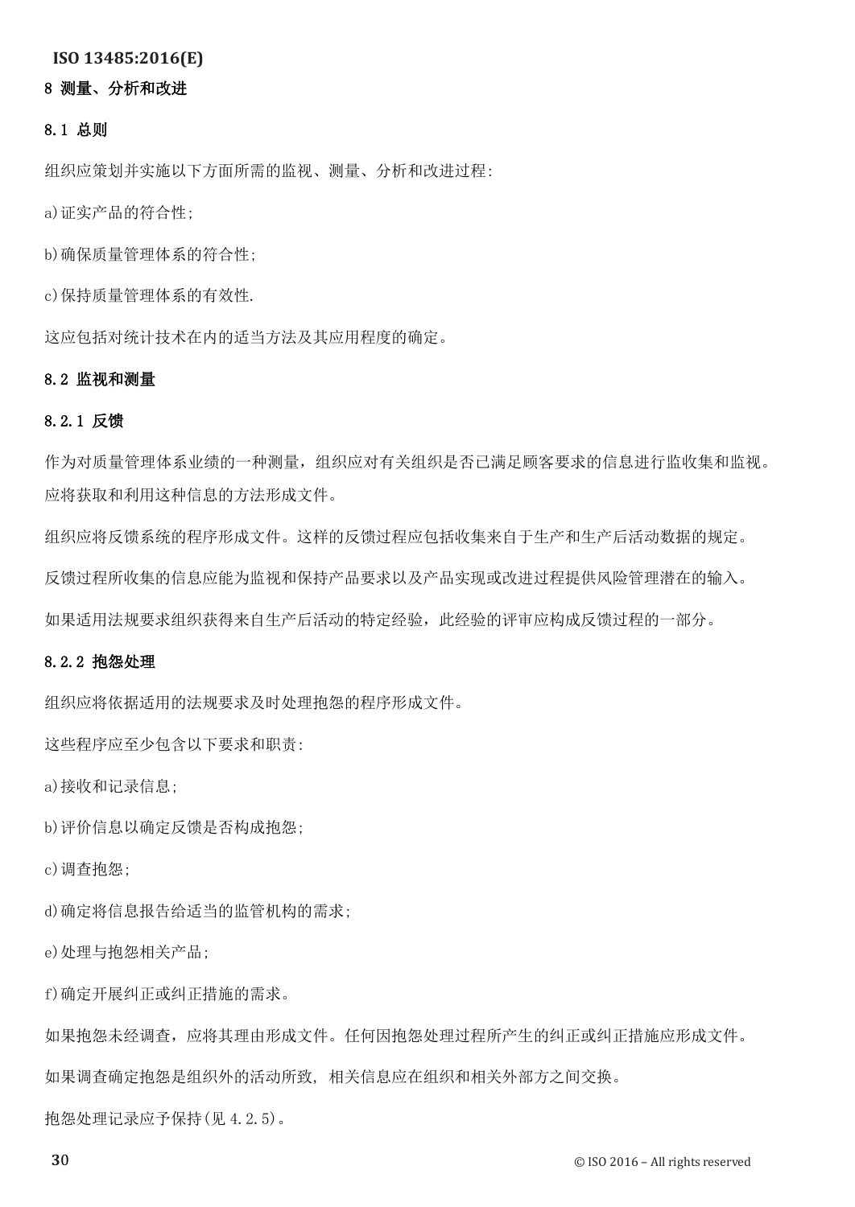# 8 测量、分析和改进

## 8.1 总则

组织应策划并实施以下方面所需的监视、测量、分析和改进过程:

a)证实产品的符合性;

b)确保质量管理体系的符合性;

c)保持质量管理体系的有效性.

这应包括对统计技术在内的适当方法及其应用程度的确定。

## 8.2 监视和测量

### 8.2.1 反馈

作为对质量管理体系业绩的一种测量，组织应对有关组织是否已满足顾客要求的信息进行监收集和监视。应将获取和利用这种信息的方法形成文件。

组织应将反馈系统的程序形成文件。这样的反馈过程应包括收集来自于生产和生产后活动数据的规定。

反馈过程所收集的信息应能为监视和保持产品要求以及产品实现或改进过程提供风险管理潜在的输入。

如果适用法规要求组织获得来自生产后活动的特定经验，此经验的评审应构成反馈过程的一部分。

### 8.2.2 抱怨处理

组织应将依据适用的法规要求及时处理抱怨的程序形成文件。

这些程序应至少包含以下要求和职责:

a)接收和记录信息;

b)评价信息以确定反馈是否构成抱怨;

c)调查抱怨;

d)确定将信息报告给适当的监管机构的需求;

e)处理与抱怨相关产品;

f)确定开展纠正或纠正措施的需求。

如果抱怨未经调查，应将其理由形成文件。任何因抱怨处理过程所产生的纠正或纠正措施应形成文件。

如果调查确定抱怨是组织外的活动所致, 相关信息应在组织和相关外部方之间交换。

抱怨处理记录应予保持(见 4.2.5)。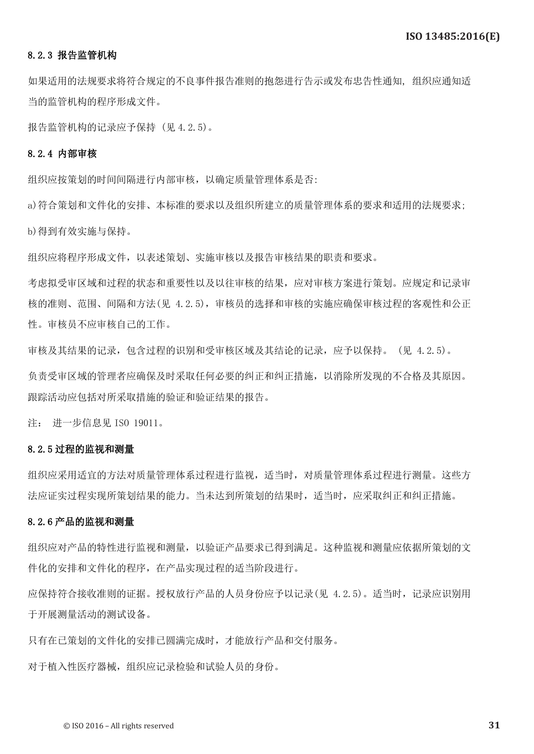#### 8.2.3 报告监管机构

如果适用的法规要求将符合规定的不良事件报告准则的抱怨进行告示或发布忠告性通知, 组织应通知适当的监管机构的程序形成文件。

报告监管机构的记录应予保持 (见 4.2.5)。

#### 8.2.4 内部审核

组织应按策划的时间间隔进行内部审核，以确定质量管理体系是否:

a)符合策划和文件化的安排、本标准的要求以及组织所建立的质量管理体系的要求和适用的法规要求;

b)得到有效实施与保持。

组织应将程序形成文件，以表述策划、实施审核以及报告审核结果的职责和要求。

考虑拟受审区域和过程的状态和重要性以及以往审核的结果，应对审核方案进行策划。应规定和记录审核的准则、范围、间隔和方法(见 4.2.5)，审核员的选择和审核的实施应确保审核过程的客观性和公正性。审核员不应审核自己的工作。

审核及其结果的记录，包含过程的识别和受审核区域及其结论的记录，应予以保持。 (见 4.2.5)。

负责受审区域的管理者应确保及时采取任何必要的纠正和纠正措施，以消除所发现的不合格及其原因。跟踪活动应包括对所采取措施的验证和验证结果的报告。

注： 进一步信息见 ISO 19011。

#### 8.2.5 过程的监视和测量

组织应采用适宜的方法对质量管理体系过程进行监视，适当时，对质量管理体系过程进行测量。这些方法应证实过程实现所策划结果的能力。当未达到所策划的结果时，适当时，应采取纠正和纠正措施。

#### 8.2.6 产品的监视和测量

组织应对产品的特性进行监视和测量，以验证产品要求已得到满足。这种监视和测量应依据所策划的文件化的安排和文件化的程序，在产品实现过程的适当阶段进行。

应保持符合接收准则的证据。授权放行产品的人员身份应予以记录(见 4.2.5)。适当时，记录应识别用于开展测量活动的测试设备。

只有在已策划的文件化的安排已圆满完成时，才能放行产品和交付服务。

对于植入性医疗器械，组织应记录检验和试验人员的身份。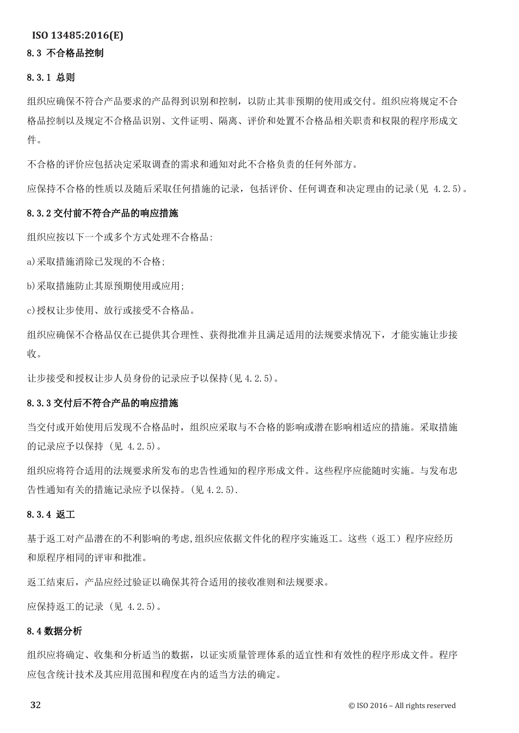## 8.3 不合格品控制

### 8.3.1 总则

组织应确保不符合产品要求的产品得到识别和控制，以防止其非预期的使用或交付。组织应将规定不合格品控制以及规定不合格品识别、文件证明、隔离、评价和处置不合格品相关职责和权限的程序形成文件。

不合格的评价应包括决定采取调查的需求和通知对此不合格负责的任何外部方。

应保持不合格的性质以及随后采取任何措施的记录，包括评价、任何调查和决定理由的记录(见 4.2.5)。

### 8.3.2 交付前不符合产品的响应措施

组织应按以下一个或多个方式处理不合格品:

a)采取措施消除已发现的不合格;

b)采取措施防止其原预期使用或应用;

c)授权让步使用、放行或接受不合格品。

组织应确保不合格品仅在已提供其合理性、获得批准并且满足适用的法规要求情况下，才能实施让步接收。

让步接受和授权让步人员身份的记录应予以保持(见 4.2.5)。

### 8.3.3 交付后不符合产品的响应措施

当交付或开始使用后发现不合格品时，组织应采取与不合格的影响或潜在影响相适应的措施。采取措施的记录应予以保持 (见 4.2.5)。

组织应将符合适用的法规要求所发布的忠告性通知的程序形成文件。这些程序应能随时实施。与发布忠告性通知有关的措施记录应予以保持。(见 4.2.5).

### 8.3.4 返工

基于返工对产品潜在的不利影响的考虑,组织应依据文件化的程序实施返工。这些（返工）程序应经历和原程序相同的评审和批准。

返工结束后，产品应经过验证以确保其符合适用的接收准则和法规要求。

应保持返工的记录 (见 4.2.5)。

## 8.4 数据分析

组织应将确定、收集和分析适当的数据，以证实质量管理体系的适宜性和有效性的程序形成文件。程序应包含统计技术及其应用范围和程度在内的适当方法的确定。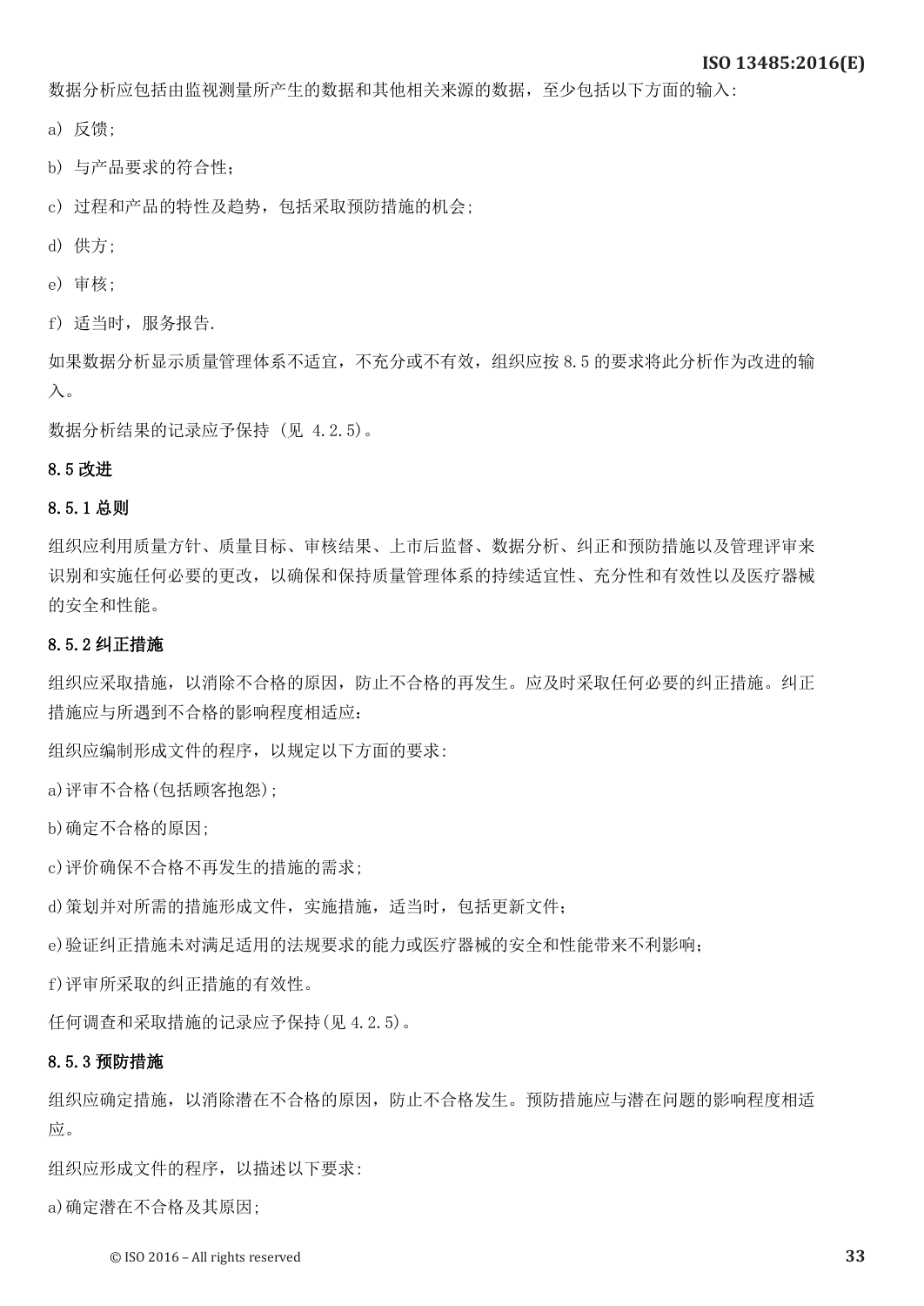数据分析应包括由监视测量所产生的数据和其他相关来源的数据，至少包括以下方面的输入:

a) 反馈;

b) 与产品要求的符合性;

c) 过程和产品的特性及趋势，包括采取预防措施的机会;

d) 供方;

e) 审核;

f) 适当时，服务报告.

如果数据分析显示质量管理体系不适宜，不充分或不有效，组织应按 8.5 的要求将此分析作为改进的输入。

数据分析结果的记录应予保持 (见 4.2.5)。

### 8.5 改进

#### 8.5.1 总则

组织应利用质量方针、质量目标、审核结果、上市后监督、数据分析、纠正和预防措施以及管理评审来识别和实施任何必要的更改，以确保和保持质量管理体系的持续适宜性、充分性和有效性以及医疗器械的安全和性能。

#### 8.5.2 纠正措施

组织应采取措施，以消除不合格的原因，防止不合格的再发生。应及时采取任何必要的纠正措施。纠正措施应与所遇到不合格的影响程度相适应：

组织应编制形成文件的程序，以规定以下方面的要求:

a)评审不合格(包括顾客抱怨);

b)确定不合格的原因;

c)评价确保不合格不再发生的措施的需求;

d)策划并对所需的措施形成文件，实施措施，适当时，包括更新文件;

e)验证纠正措施未对满足适用的法规要求的能力或医疗器械的安全和性能带来不利影响;

f)评审所采取的纠正措施的有效性。

任何调查和采取措施的记录应予保持(见 4.2.5)。

#### 8.5.3 预防措施

组织应确定措施，以消除潜在不合格的原因，防止不合格发生。预防措施应与潜在问题的影响程度相适应。

组织应形成文件的程序，以描述以下要求:

a)确定潜在不合格及其原因;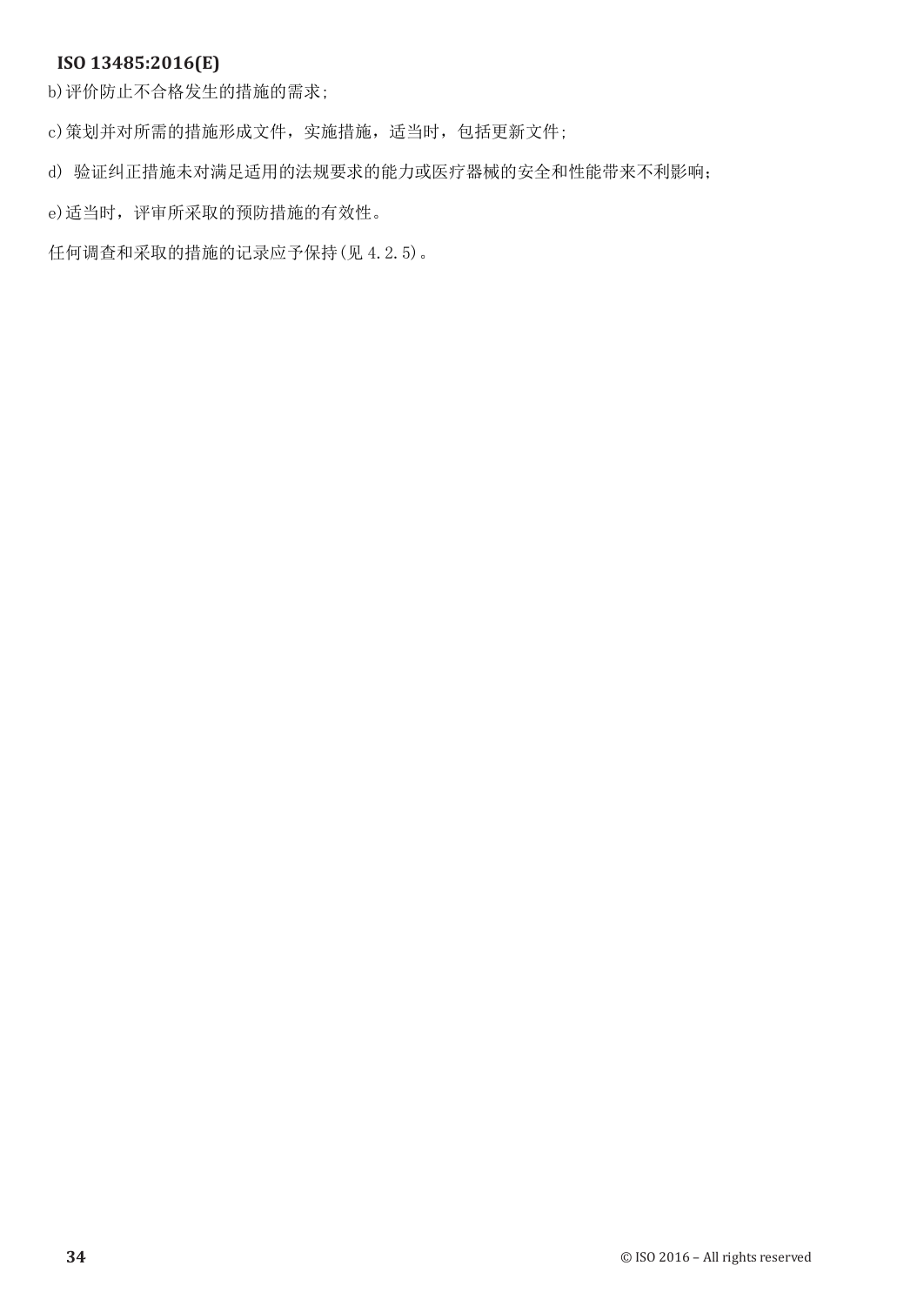b)评价防止不合格发生的措施的需求;

c)策划并对所需的措施形成文件，实施措施，适当时，包括更新文件;

d) 验证纠正措施未对满足适用的法规要求的能力或医疗器械的安全和性能带来不利影响；

e)适当时，评审所采取的预防措施的有效性。

任何调查和采取的措施的记录应予保持(见 4.2.5)。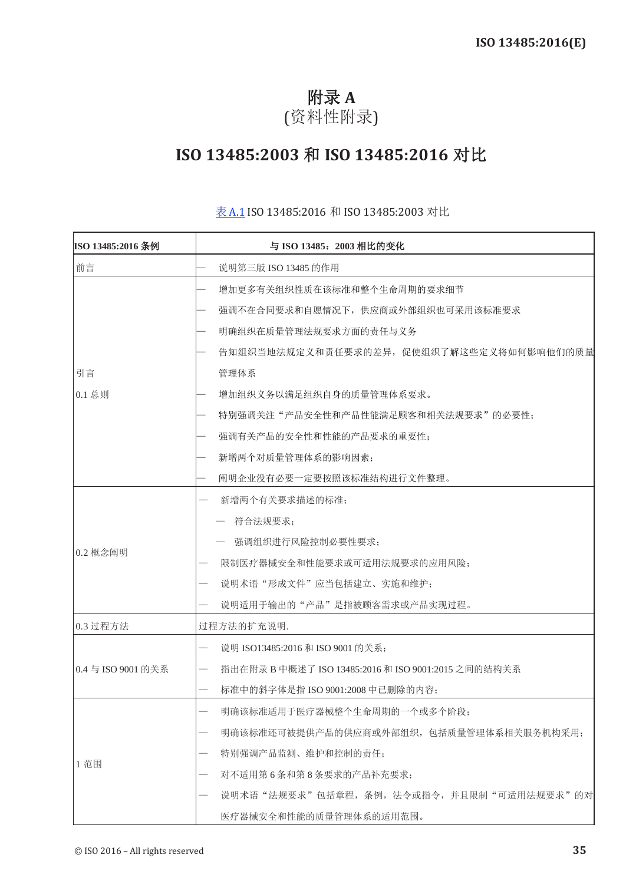# 附录 A
(资料性附录)

## ISO 13485:2003 和 ISO 13485:2016 对比

表 A.1 ISO 13485:2016 和 ISO 13485:2003 对比

| ISO 13485:2016 条例 | 与 ISO 13485：2003 相比的变化 |
|---|---|
| 前言 | — 说明第三版 ISO 13485 的作用 |
| 引言<br>0.1 总则 | — 增加更多有关组织性质在该标准和整个生命周期的要求细节<br>— 强调不在合同要求和自愿情况下，供应商或外部组织也可采用该标准要求<br>— 明确组织在质量管理法规要求方面的责任与义务<br>— 告知组织当地法规定义和责任要求的差异，促使组织了解这些定义将如何影响他们的质量管理体系<br>— 增加组织义务以满足组织自身的质量管理体系要求。<br>— 特别强调关注“产品安全性和产品性能满足顾客和相关法规要求”的必要性；<br>— 强调有关产品的安全性和性能的产品要求的重要性；<br>— 新增两个对质量管理体系的影响因素；<br>— 阐明企业没有必要一定要按照该标准结构进行文件整理。 |
| 0.2 概念阐明 | — 新增两个有关要求描述的标准；<br>— 符合法规要求；<br>— 强调组织进行风险控制必要性要求；<br>— 限制医疗器械安全和性能要求或可适用法规要求的应用风险；<br>— 说明术语“形成文件”应当包括建立、实施和维护；<br>— 说明适用于输出的“产品”是指被顾客需求或产品实现过程。 |
| 0.3 过程方法 | 过程方法的扩充说明. |
| 0.4 与 ISO 9001 的关系 | — 说明 ISO13485:2016 和 ISO 9001 的关系；<br>— 指出在附录 B 中概述了 ISO 13485:2016 和 ISO 9001:2015 之间的结构关系<br>— 标准中的斜字体是指 ISO 9001:2008 中已删除的内容； |
| 1 范围 | — 明确该标准适用于医疗器械整个生命周期的一个或多个阶段；<br>— 明确该标准还可被提供产品的供应商或外部组织，包括质量管理体系相关服务机构采用；<br>— 特别强调产品监测、维护和控制的责任；<br>— 对不适用第 6 条和第 8 条要求的产品补充要求；<br>— 说明术语“法规要求”包括章程，条例，法令或指令，并且限制“可适用法规要求”的对医疗器械安全和性能的质量管理体系的适用范围。 |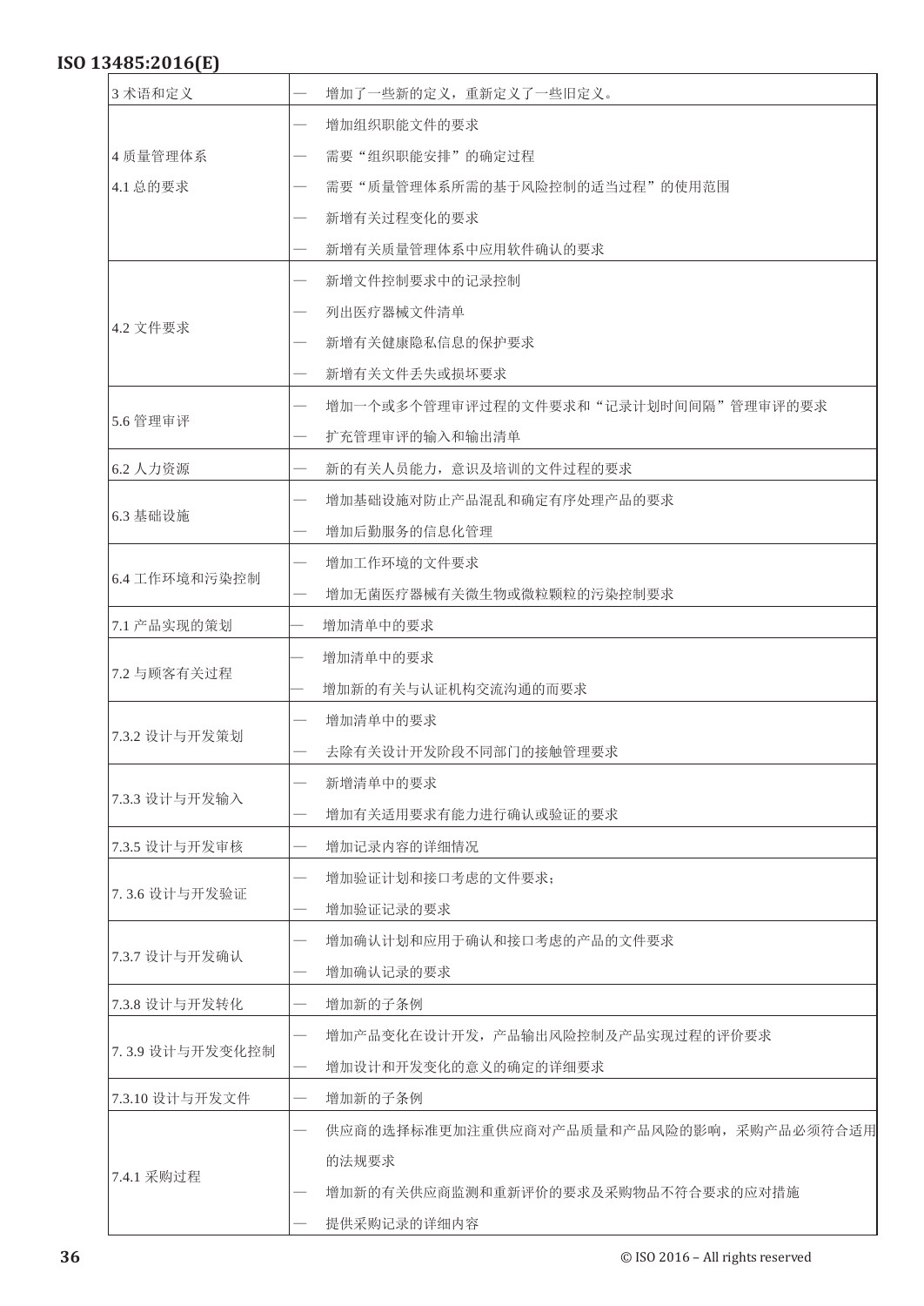| | |
|---|---|
| 3 术语和定义 | — 增加了一些新的定义，重新定义了一些旧定义。 |
| 4 质量管理体系<br>4.1 总的要求 | — 增加组织职能文件的要求<br>— 需要“组织职能安排”的确定过程<br>— 需要“质量管理体系所需的基于风险控制的适当过程”的使用范围<br>— 新增有关过程变化的要求<br>— 新增有关质量管理体系中应用软件确认的要求 |
| 4.2 文件要求 | — 新增文件控制要求中的记录控制<br>— 列出医疗器械文件清单<br>— 新增有关健康隐私信息的保护要求<br>— 新增有关文件丢失或损坏要求 |
| 5.6 管理审评 | — 增加一个或多个管理审评过程的文件要求和“记录计划时间间隔”管理审评的要求<br>— 扩充管理审评的输入和输出清单 |
| 6.2 人力资源 | — 新的有关人员能力，意识及培训的文件过程的要求 |
| 6.3 基础设施 | — 增加基础设施对防止产品混乱和确定有序处理产品的要求<br>— 增加后勤服务的信息化管理 |
| 6.4 工作环境和污染控制 | — 增加工作环境的文件要求<br>— 增加无菌医疗器械有关微生物或微粒颗粒的污染控制要求 |
| 7.1 产品实现的策划 | — 增加清单中的要求 |
| 7.2 与顾客有关过程 | — 增加清单中的要求<br>— 增加新的有关与认证机构交流沟通的而要求 |
| 7.3.2 设计与开发策划 | — 增加清单中的要求<br>— 去除有关设计开发阶段不同部门的接触管理要求 |
| 7.3.3 设计与开发输入 | — 新增清单中的要求<br>— 增加有关适用要求有能力进行确认或验证的要求 |
| 7.3.5 设计与开发审核 | — 增加记录内容的详细情况 |
| 7. 3.6 设计与开发验证 | — 增加验证计划和接口考虑的文件要求；<br>— 增加验证记录的要求 |
| 7.3.7 设计与开发确认 | — 增加确认计划和应用于确认和接口考虑的产品的文件要求<br>— 增加确认记录的要求 |
| 7.3.8 设计与开发转化 | — 增加新的子条例 |
| 7. 3.9 设计与开发变化控制 | — 增加产品变化在设计开发，产品输出风险控制及产品实现过程的评价要求<br>— 增加设计和开发变化的意义的确定的详细要求 |
| 7.3.10 设计与开发文件 | — 增加新的子条例 |
| 7.4.1 采购过程 | — 供应商的选择标准更加注重供应商对产品质量和产品风险的影响，采购产品必须符合适用的法规要求<br>— 增加新的有关供应商监测和重新评价的要求及采购物品不符合要求的应对措施<br>— 提供采购记录的详细内容 |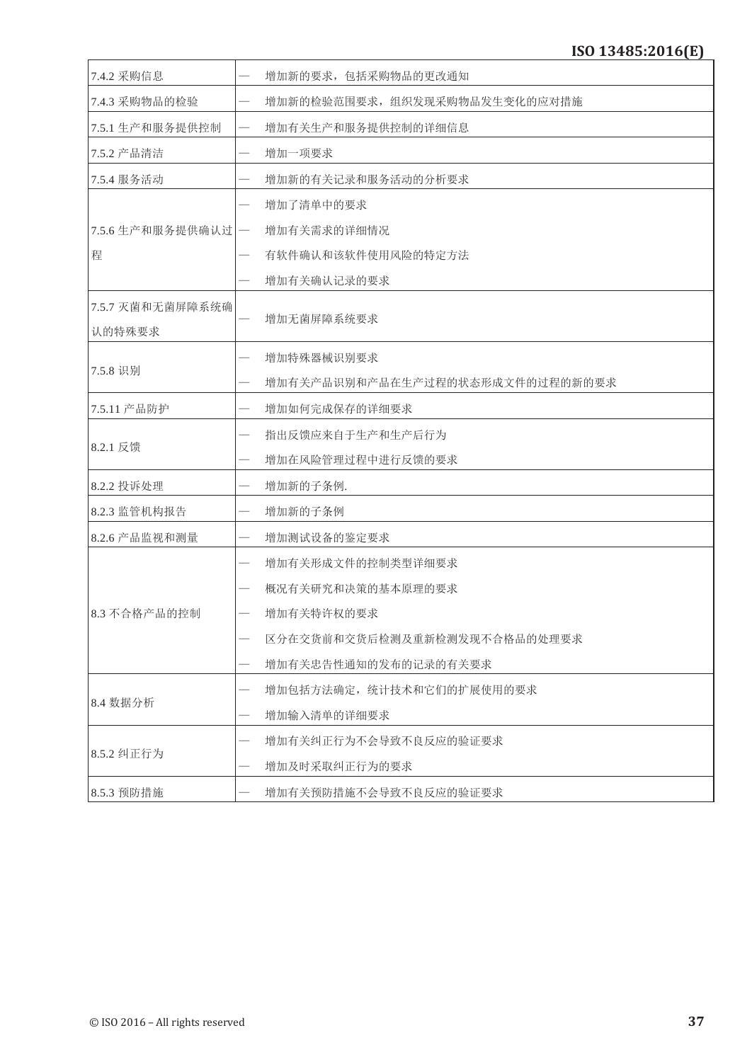| | |
|---|---|
| 7.4.2 采购信息 | — 增加新的要求，包括采购物品的更改通知 |
| 7.4.3 采购物品的检验 | — 增加新的检验范围要求，组织发现采购物品发生变化的应对措施 |
| 7.5.1 生产和服务提供控制 | — 增加有关生产和服务提供控制的详细信息 |
| 7.5.2 产品清洁 | — 增加一项要求 |
| 7.5.4 服务活动 | — 增加新的有关记录和服务活动的分析要求 |
| 7.5.6 生产和服务提供确认过程 | — 增加了清单中的要求<br>— 增加有关需求的详细情况<br>— 有软件确认和该软件使用风险的特定方法<br>— 增加有关确认记录的要求 |
| 7.5.7 灭菌和无菌屏障系统确认的特殊要求 | — 增加无菌屏障系统要求 |
| 7.5.8 识别 | — 增加特殊器械识别要求<br>— 增加有关产品识别和产品在生产过程的状态形成文件的过程的新的要求 |
| 7.5.11 产品防护 | — 增加如何完成保存的详细要求 |
| 8.2.1 反馈 | — 指出反馈应来自于生产和生产后行为<br>— 增加在风险管理过程中进行反馈的要求 |
| 8.2.2 投诉处理 | — 增加新的子条例. |
| 8.2.3 监管机构报告 | — 增加新的子条例 |
| 8.2.6 产品监视和测量 | — 增加测试设备的鉴定要求 |
| 8.3 不合格产品的控制 | — 增加有关形成文件的控制类型详细要求<br>— 概况有关研究和决策的基本原理的要求<br>— 增加有关特许权的要求<br>— 区分在交货前和交货后检测及重新检测发现不合格品的处理要求<br>— 增加有关忠告性通知的发布的记录的有关要求 |
| 8.4 数据分析 | — 增加包括方法确定，统计技术和它们的扩展使用的要求<br>— 增加输入清单的详细要求 |
| 8.5.2 纠正行为 | — 增加有关纠正行为不会导致不良反应的验证要求<br>— 增加及时采取纠正行为的要求 |
| 8.5.3 预防措施 | — 增加有关预防措施不会导致不良反应的验证要求 |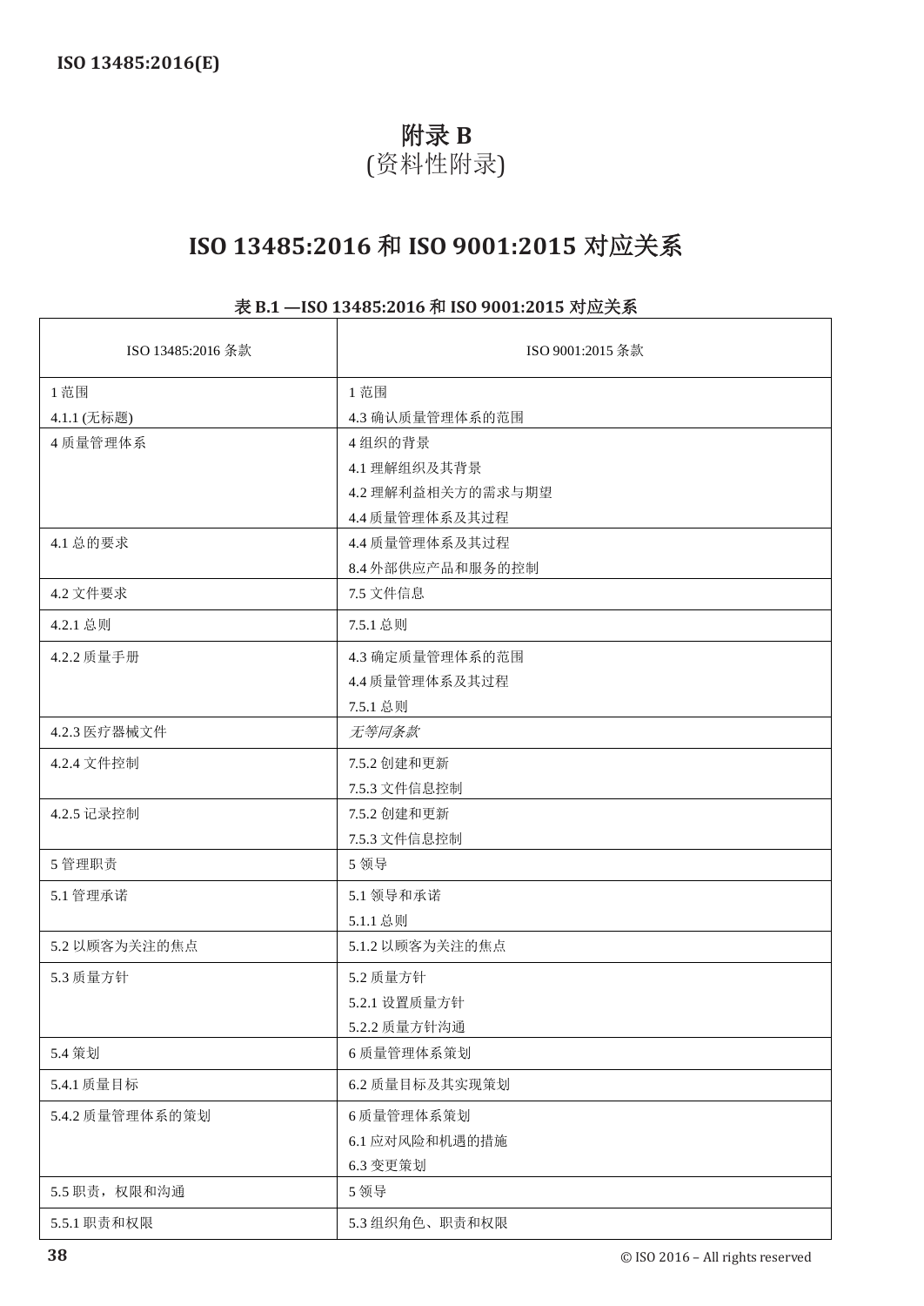# 附录 B
(资料性附录)

## ISO 13485:2016 和 ISO 9001:2015 对应关系

**表 B.1 —ISO 13485:2016 和 ISO 9001:2015 对应关系**

| ISO 13485:2016 条款 | ISO 9001:2015 条款 |
|---|---|
| 1 范围<br>4.1.1 (无标题) | 1 范围<br>4.3 确认质量管理体系的范围 |
| 4 质量管理体系 | 4 组织的背景<br>4.1 理解组织及其背景<br>4.2 理解利益相关方的需求与期望<br>4.4 质量管理体系及其过程 |
| 4.1 总的要求 | 4.4 质量管理体系及其过程<br>8.4 外部供应产品和服务的控制 |
| 4.2 文件要求 | 7.5 文件信息 |
| 4.2.1 总则 | 7.5.1 总则 |
| 4.2.2 质量手册 | 4.3 确定质量管理体系的范围<br>4.4 质量管理体系及其过程<br>7.5.1 总则 |
| 4.2.3 医疗器械文件 | *无等同条款* |
| 4.2.4 文件控制 | 7.5.2 创建和更新<br>7.5.3 文件信息控制 |
| 4.2.5 记录控制 | 7.5.2 创建和更新<br>7.5.3 文件信息控制 |
| 5 管理职责 | 5 领导 |
| 5.1 管理承诺 | 5.1 领导和承诺<br>5.1.1 总则 |
| 5.2 以顾客为关注的焦点 | 5.1.2 以顾客为关注的焦点 |
| 5.3 质量方针 | 5.2 质量方针<br>5.2.1 设置质量方针<br>5.2.2 质量方针沟通 |
| 5.4 策划 | 6 质量管理体系策划 |
| 5.4.1 质量目标 | 6.2 质量目标及其实现策划 |
| 5.4.2 质量管理体系的策划 | 6 质量管理体系策划<br>6.1 应对风险和机遇的措施<br>6.3 变更策划 |
| 5.5 职责，权限和沟通 | 5 领导 |
| 5.5.1 职责和权限 | 5.3 组织角色、职责和权限 |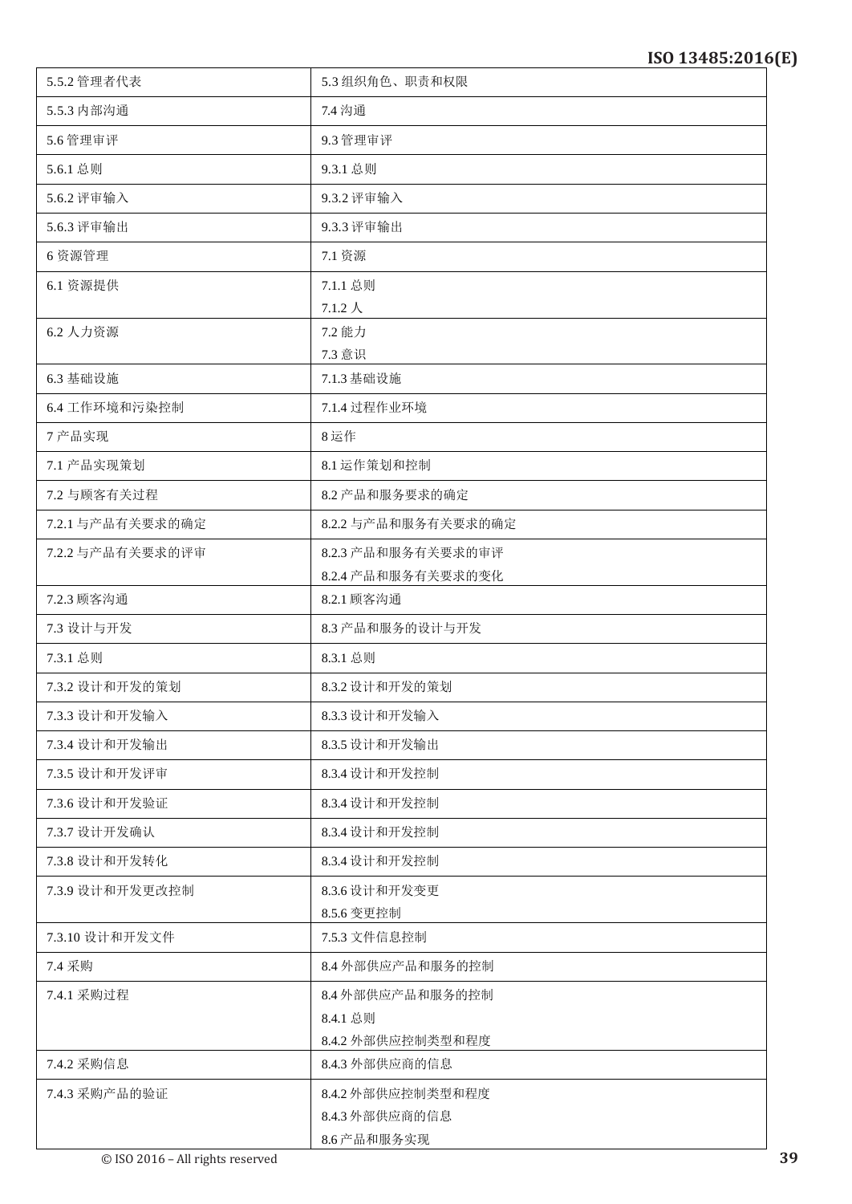| | |
|---|---|
| 5.5.2 管理者代表 | 5.3 组织角色、职责和权限 |
| 5.5.3 内部沟通 | 7.4 沟通 |
| 5.6 管理审评 | 9.3 管理审评 |
| 5.6.1 总则 | 9.3.1 总则 |
| 5.6.2 评审输入 | 9.3.2 评审输入 |
| 5.6.3 评审输出 | 9.3.3 评审输出 |
| 6 资源管理 | 7.1 资源 |
| 6.1 资源提供 | 7.1.1 总则<br>7.1.2 人 |
| 6.2 人力资源 | 7.2 能力<br>7.3 意识 |
| 6.3 基础设施 | 7.1.3 基础设施 |
| 6.4 工作环境和污染控制 | 7.1.4 过程作业环境 |
| 7 产品实现 | 8 运作 |
| 7.1 产品实现策划 | 8.1 运作策划和控制 |
| 7.2 与顾客有关过程 | 8.2 产品和服务要求的确定 |
| 7.2.1 与产品有关要求的确定 | 8.2.2 与产品和服务有关要求的确定 |
| 7.2.2 与产品有关要求的评审 | 8.2.3 产品和服务有关要求的审评<br>8.2.4 产品和服务有关要求的变化 |
| 7.2.3 顾客沟通 | 8.2.1 顾客沟通 |
| 7.3 设计与开发 | 8.3 产品和服务的设计与开发 |
| 7.3.1 总则 | 8.3.1 总则 |
| 7.3.2 设计和开发的策划 | 8.3.2 设计和开发的策划 |
| 7.3.3 设计和开发输入 | 8.3.3 设计和开发输入 |
| 7.3.4 设计和开发输出 | 8.3.5 设计和开发输出 |
| 7.3.5 设计和开发评审 | 8.3.4 设计和开发控制 |
| 7.3.6 设计和开发验证 | 8.3.4 设计和开发控制 |
| 7.3.7 设计开发确认 | 8.3.4 设计和开发控制 |
| 7.3.8 设计和开发转化 | 8.3.4 设计和开发控制 |
| 7.3.9 设计和开发更改控制 | 8.3.6 设计和开发变更<br>8.5.6 变更控制 |
| 7.3.10 设计和开发文件 | 7.5.3 文件信息控制 |
| 7.4 采购 | 8.4 外部供应产品和服务的控制 |
| 7.4.1 采购过程 | 8.4 外部供应产品和服务的控制<br>8.4.1 总则<br>8.4.2 外部供应控制类型和程度 |
| 7.4.2 采购信息 | 8.4.3 外部供应商的信息 |
| 7.4.3 采购产品的验证 | 8.4.2 外部供应控制类型和程度<br>8.4.3 外部供应商的信息<br>8.6 产品和服务实现 |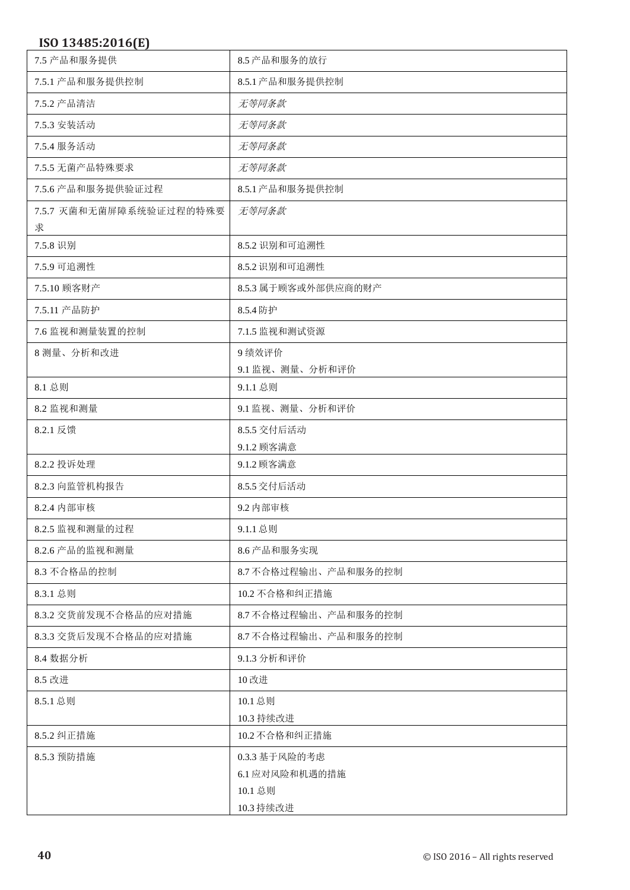| 7.5 产品和服务提供 | 8.5 产品和服务的放行 |
|---|---|
| 7.5.1 产品和服务提供控制 | 8.5.1 产品和服务提供控制 |
| 7.5.2 产品清洁 | *无等同条款* |
| 7.5.3 安装活动 | *无等同条款* |
| 7.5.4 服务活动 | *无等同条款* |
| 7.5.5 无菌产品特殊要求 | *无等同条款* |
| 7.5.6 产品和服务提供验证过程 | 8.5.1 产品和服务提供控制 |
| 7.5.7 灭菌和无菌屏障系统验证过程的特殊要求 | *无等同条款* |
| 7.5.8 识别 | 8.5.2 识别和可追溯性 |
| 7.5.9 可追溯性 | 8.5.2 识别和可追溯性 |
| 7.5.10 顾客财产 | 8.5.3 属于顾客或外部供应商的财产 |
| 7.5.11 产品防护 | 8.5.4 防护 |
| 7.6 监视和测量装置的控制 | 7.1.5 监视和测试资源 |
| 8 测量、分析和改进 | 9 绩效评价<br>9.1 监视、测量、分析和评价 |
| 8.1 总则 | 9.1.1 总则 |
| 8.2 监视和测量 | 9.1 监视、测量、分析和评价 |
| 8.2.1 反馈 | 8.5.5 交付后活动<br>9.1.2 顾客满意 |
| 8.2.2 投诉处理 | 9.1.2 顾客满意 |
| 8.2.3 向监管机构报告 | 8.5.5 交付后活动 |
| 8.2.4 内部审核 | 9.2 内部审核 |
| 8.2.5 监视和测量的过程 | 9.1.1 总则 |
| 8.2.6 产品的监视和测量 | 8.6 产品和服务实现 |
| 8.3 不合格品的控制 | 8.7 不合格过程输出、产品和服务的控制 |
| 8.3.1 总则 | 10.2 不合格和纠正措施 |
| 8.3.2 交货前发现不合格品的应对措施 | 8.7 不合格过程输出、产品和服务的控制 |
| 8.3.3 交货后发现不合格品的应对措施 | 8.7 不合格过程输出、产品和服务的控制 |
| 8.4 数据分析 | 9.1.3 分析和评价 |
| 8.5 改进 | 10 改进 |
| 8.5.1 总则 | 10.1 总则<br>10.3 持续改进 |
| 8.5.2 纠正措施 | 10.2 不合格和纠正措施 |
| 8.5.3 预防措施 | 0.3.3 基于风险的考虑<br>6.1 应对风险和机遇的措施<br>10.1 总则<br>10.3 持续改进 |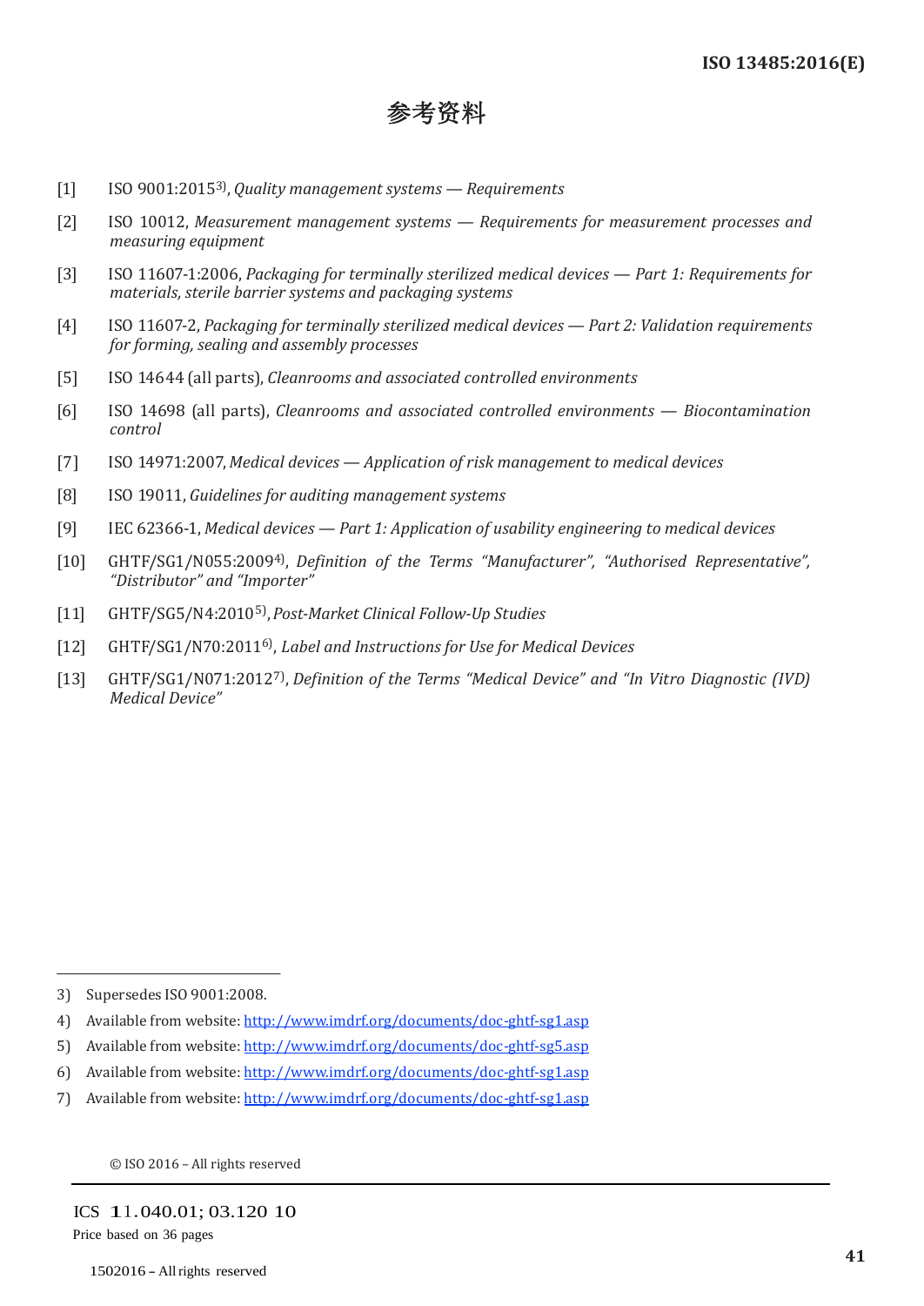# 参考资料

[1] ISO 9001:2015[3], *Quality management systems — Requirements*

[2] ISO 10012, *Measurement management systems — Requirements for measurement processes and measuring equipment*

[3] ISO 11607-1:2006, *Packaging for terminally sterilized medical devices — Part 1: Requirements for materials, sterile barrier systems and packaging systems*

[4] ISO 11607-2, *Packaging for terminally sterilized medical devices — Part 2: Validation requirements for forming, sealing and assembly processes*

[5] ISO 14644 (all parts), *Cleanrooms and associated controlled environments*

[6] ISO 14698 (all parts), *Cleanrooms and associated controlled environments — Biocontamination control*

[7] ISO 14971:2007, *Medical devices — Application of risk management to medical devices*

[8] ISO 19011, *Guidelines for auditing management systems*

[9] IEC 62366-1, *Medical devices — Part 1: Application of usability engineering to medical devices*

[10] GHTF/SG1/N055:2009[4], *Definition of the Terms "Manufacturer", "Authorised Representative", "Distributor" and "Importer"*

[11] GHTF/SG5/N4:2010[5], *Post-Market Clinical Follow-Up Studies*

[12] GHTF/SG1/N70:2011[6], *Label and Instructions for Use for Medical Devices*

[13] GHTF/SG1/N071:2012[7], *Definition of the Terms "Medical Device" and "In Vitro Diagnostic (IVD) Medical Device"*

---

3) Supersedes ISO 9001:2008.

4) Available from website: http://www.imdrf.org/documents/doc-ghtf-sg1.asp

5) Available from website: http://www.imdrf.org/documents/doc-ghtf-sg5.asp

6) Available from website: http://www.imdrf.org/documents/doc-ghtf-sg1.asp

7) Available from website: http://www.imdrf.org/documents/doc-ghtf-sg1.asp

© ISO 2016 – All rights reserved

ICS 11.040.01; 03.120 10

Price based on 36 pages

1502016 – All rights reserved